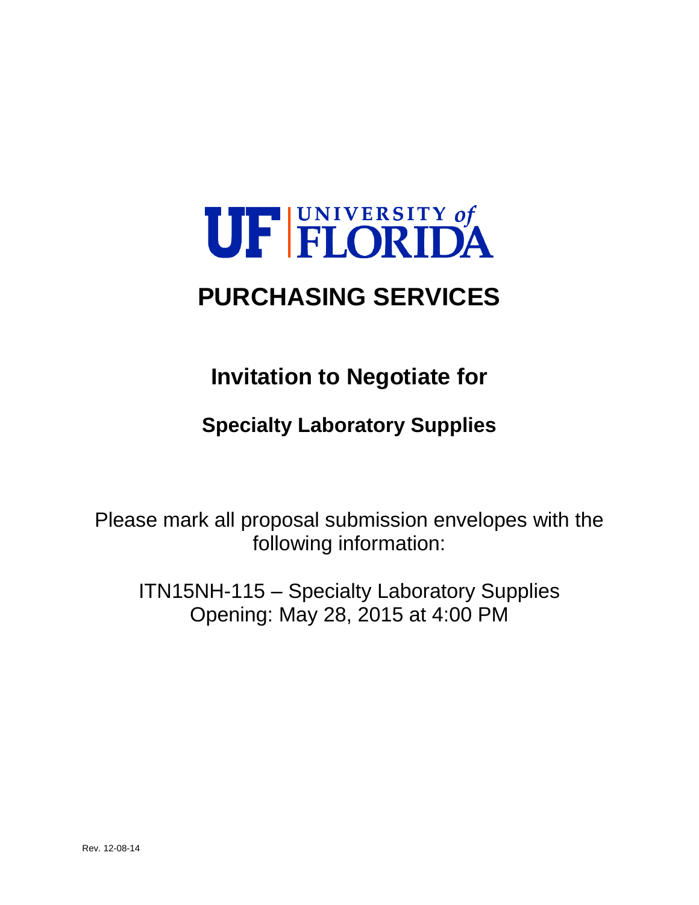UF UNIVERSITY of FLORIDA

# PURCHASING SERVICES

## Invitation to Negotiate for

### Specialty Laboratory Supplies

Please mark all proposal submission envelopes with the following information:

ITN15NH-115 – Specialty Laboratory Supplies
Opening: May 28, 2015 at 4:00 PM

Rev. 12-08-14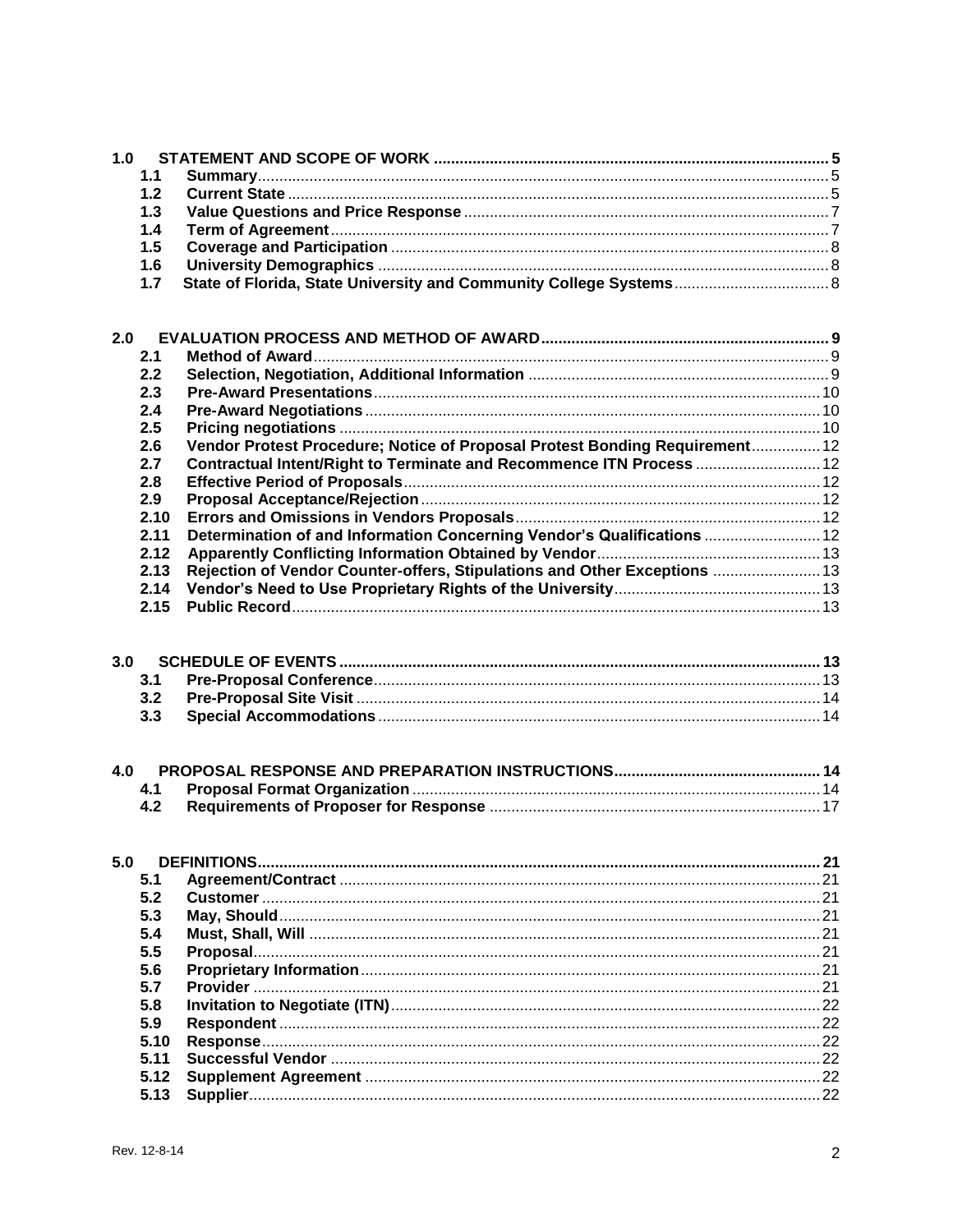**1.0 STATEMENT AND SCOPE OF WORK** .......... 5

- **1.1 Summary** .......... 5
- **1.2 Current State** .......... 5
- **1.3 Value Questions and Price Response** .......... 7
- **1.4 Term of Agreement** .......... 7
- **1.5 Coverage and Participation** .......... 8
- **1.6 University Demographics** .......... 8
- **1.7 State of Florida, State University and Community College Systems** .......... 8

**2.0 EVALUATION PROCESS AND METHOD OF AWARD** .......... 9

- **2.1 Method of Award** .......... 9
- **2.2 Selection, Negotiation, Additional Information** .......... 9
- **2.3 Pre-Award Presentations** .......... 10
- **2.4 Pre-Award Negotiations** .......... 10
- **2.5 Pricing negotiations** .......... 10
- **2.6 Vendor Protest Procedure; Notice of Proposal Protest Bonding Requirement** .......... 12
- **2.7 Contractual Intent/Right to Terminate and Recommence ITN Process** .......... 12
- **2.8 Effective Period of Proposals** .......... 12
- **2.9 Proposal Acceptance/Rejection** .......... 12
- **2.10 Errors and Omissions in Vendors Proposals** .......... 12
- **2.11 Determination of and Information Concerning Vendor's Qualifications** .......... 12
- **2.12 Apparently Conflicting Information Obtained by Vendor** .......... 13
- **2.13 Rejection of Vendor Counter-offers, Stipulations and Other Exceptions** .......... 13
- **2.14 Vendor's Need to Use Proprietary Rights of the University** .......... 13
- **2.15 Public Record** .......... 13

**3.0 SCHEDULE OF EVENTS** .......... 13

- **3.1 Pre-Proposal Conference** .......... 13
- **3.2 Pre-Proposal Site Visit** .......... 14
- **3.3 Special Accommodations** .......... 14

**4.0 PROPOSAL RESPONSE AND PREPARATION INSTRUCTIONS** .......... 14

- **4.1 Proposal Format Organization** .......... 14
- **4.2 Requirements of Proposer for Response** .......... 17

**5.0 DEFINITIONS** .......... 21

- **5.1 Agreement/Contract** .......... 21
- **5.2 Customer** .......... 21
- **5.3 May, Should** .......... 21
- **5.4 Must, Shall, Will** .......... 21
- **5.5 Proposal** .......... 21
- **5.6 Proprietary Information** .......... 21
- **5.7 Provider** .......... 21
- **5.8 Invitation to Negotiate (ITN)** .......... 22
- **5.9 Respondent** .......... 22
- **5.10 Response** .......... 22
- **5.11 Successful Vendor** .......... 22
- **5.12 Supplement Agreement** .......... 22
- **5.13 Supplier** .......... 22

Rev. 12-8-14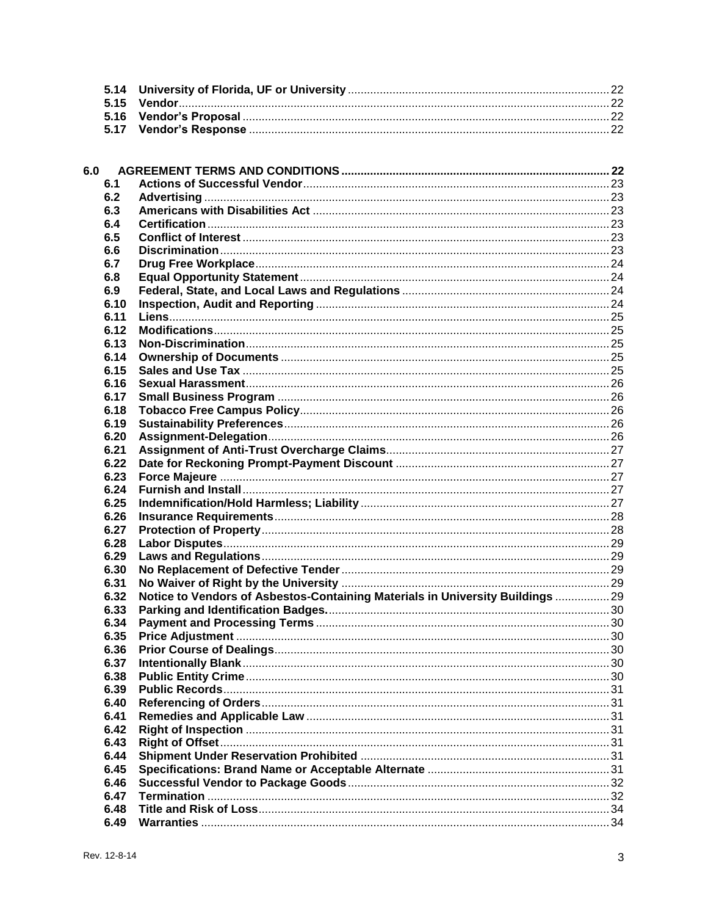| | | |
|---|---|---|
| 5.14 | **University of Florida, UF or University** | 22 |
| 5.15 | **Vendor** | 22 |
| 5.16 | **Vendor's Proposal** | 22 |
| 5.17 | **Vendor's Response** | 22 |

| | | |
|---|---|---|
| **6.0** | **AGREEMENT TERMS AND CONDITIONS** | **22** |
| 6.1 | **Actions of Successful Vendor** | 23 |
| 6.2 | **Advertising** | 23 |
| 6.3 | **Americans with Disabilities Act** | 23 |
| 6.4 | **Certification** | 23 |
| 6.5 | **Conflict of Interest** | 23 |
| 6.6 | **Discrimination** | 23 |
| 6.7 | **Drug Free Workplace** | 24 |
| 6.8 | **Equal Opportunity Statement** | 24 |
| 6.9 | **Federal, State, and Local Laws and Regulations** | 24 |
| 6.10 | **Inspection, Audit and Reporting** | 24 |
| 6.11 | **Liens** | 25 |
| 6.12 | **Modifications** | 25 |
| 6.13 | **Non-Discrimination** | 25 |
| 6.14 | **Ownership of Documents** | 25 |
| 6.15 | **Sales and Use Tax** | 25 |
| 6.16 | **Sexual Harassment** | 26 |
| 6.17 | **Small Business Program** | 26 |
| 6.18 | **Tobacco Free Campus Policy** | 26 |
| 6.19 | **Sustainability Preferences** | 26 |
| 6.20 | **Assignment-Delegation** | 26 |
| 6.21 | **Assignment of Anti-Trust Overcharge Claims** | 27 |
| 6.22 | **Date for Reckoning Prompt-Payment Discount** | 27 |
| 6.23 | **Force Majeure** | 27 |
| 6.24 | **Furnish and Install** | 27 |
| 6.25 | **Indemnification/Hold Harmless; Liability** | 27 |
| 6.26 | **Insurance Requirements** | 28 |
| 6.27 | **Protection of Property** | 28 |
| 6.28 | **Labor Disputes** | 29 |
| 6.29 | **Laws and Regulations** | 29 |
| 6.30 | **No Replacement of Defective Tender** | 29 |
| 6.31 | **No Waiver of Right by the University** | 29 |
| 6.32 | **Notice to Vendors of Asbestos-Containing Materials in University Buildings** | 29 |
| 6.33 | **Parking and Identification Badges.** | 30 |
| 6.34 | **Payment and Processing Terms** | 30 |
| 6.35 | **Price Adjustment** | 30 |
| 6.36 | **Prior Course of Dealings** | 30 |
| 6.37 | **Intentionally Blank** | 30 |
| 6.38 | **Public Entity Crime** | 30 |
| 6.39 | **Public Records** | 31 |
| 6.40 | **Referencing of Orders** | 31 |
| 6.41 | **Remedies and Applicable Law** | 31 |
| 6.42 | **Right of Inspection** | 31 |
| 6.43 | **Right of Offset** | 31 |
| 6.44 | **Shipment Under Reservation Prohibited** | 31 |
| 6.45 | **Specifications: Brand Name or Acceptable Alternate** | 31 |
| 6.46 | **Successful Vendor to Package Goods** | 32 |
| 6.47 | **Termination** | 32 |
| 6.48 | **Title and Risk of Loss** | 34 |
| 6.49 | **Warranties** | 34 |

Rev. 12-8-14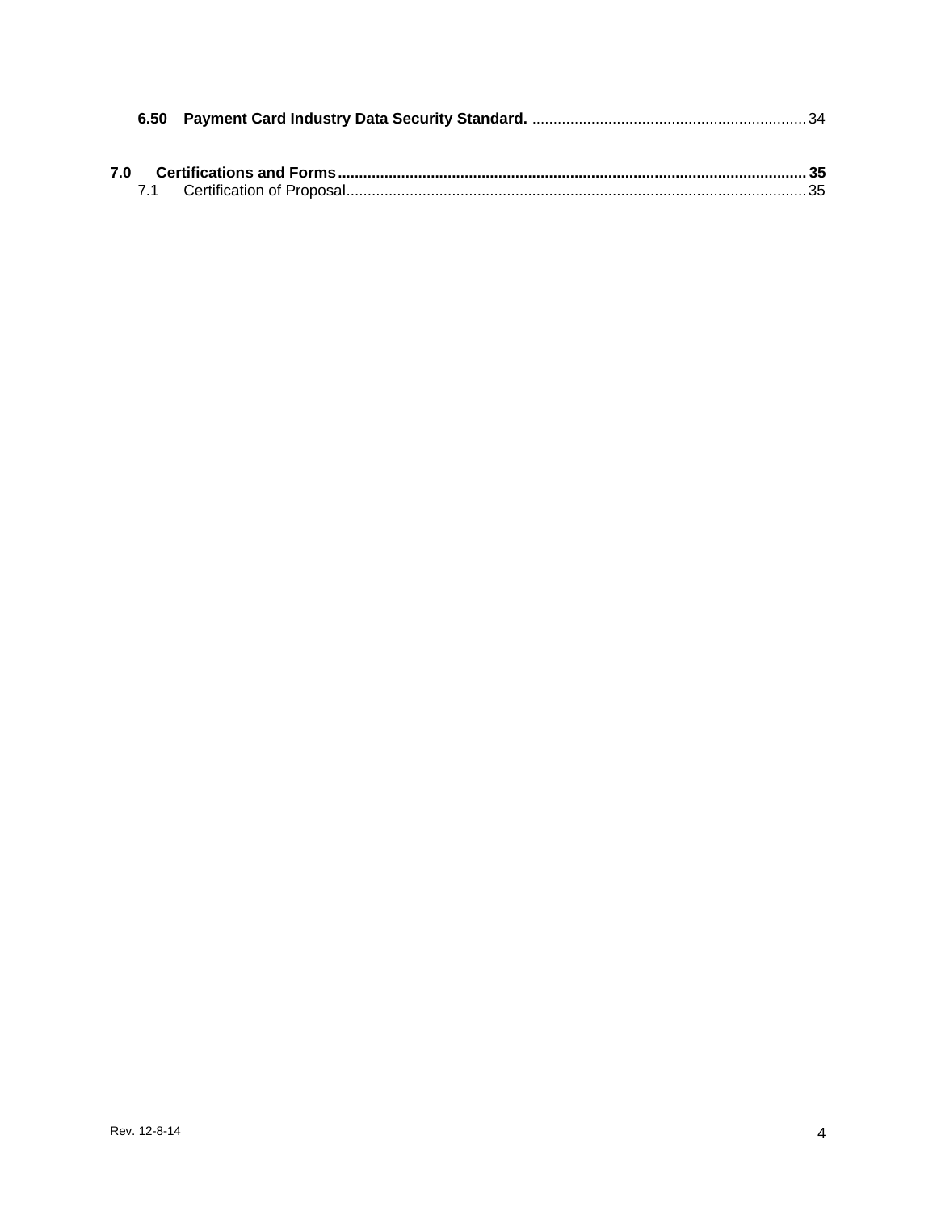**6.50 Payment Card Industry Data Security Standard.** ................................................................ 34

**7.0 Certifications and Forms** .............................................................................................................. **35**

7.1 Certification of Proposal ............................................................................................................ 35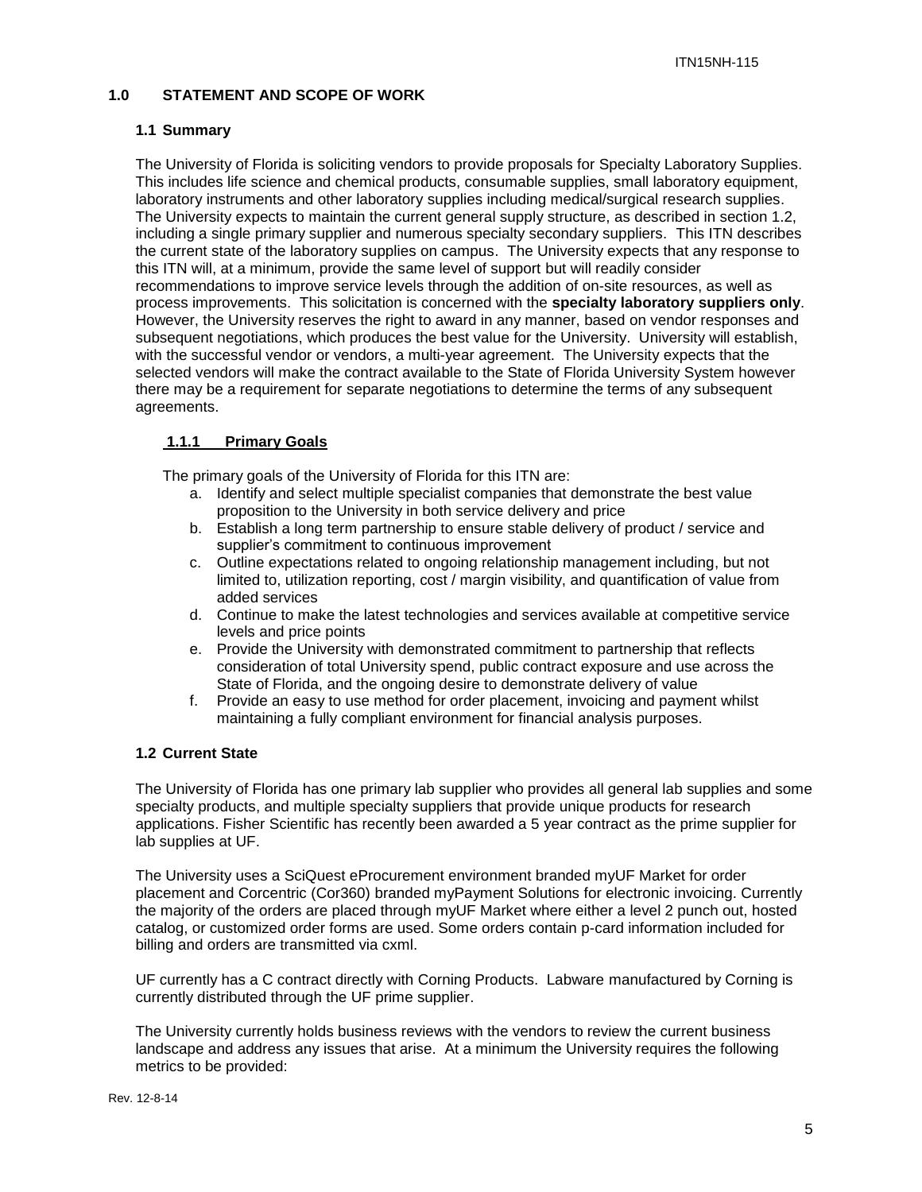# 1.0 STATEMENT AND SCOPE OF WORK

## 1.1 Summary

The University of Florida is soliciting vendors to provide proposals for Specialty Laboratory Supplies. This includes life science and chemical products, consumable supplies, small laboratory equipment, laboratory instruments and other laboratory supplies including medical/surgical research supplies. The University expects to maintain the current general supply structure, as described in section 1.2, including a single primary supplier and numerous specialty secondary suppliers. This ITN describes the current state of the laboratory supplies on campus. The University expects that any response to this ITN will, at a minimum, provide the same level of support but will readily consider recommendations to improve service levels through the addition of on-site resources, as well as process improvements. This solicitation is concerned with the **specialty laboratory suppliers only**. However, the University reserves the right to award in any manner, based on vendor responses and subsequent negotiations, which produces the best value for the University. University will establish, with the successful vendor or vendors, a multi-year agreement. The University expects that the selected vendors will make the contract available to the State of Florida University System however there may be a requirement for separate negotiations to determine the terms of any subsequent agreements.

### 1.1.1 Primary Goals

The primary goals of the University of Florida for this ITN are:

a. Identify and select multiple specialist companies that demonstrate the best value proposition to the University in both service delivery and price
b. Establish a long term partnership to ensure stable delivery of product / service and supplier's commitment to continuous improvement
c. Outline expectations related to ongoing relationship management including, but not limited to, utilization reporting, cost / margin visibility, and quantification of value from added services
d. Continue to make the latest technologies and services available at competitive service levels and price points
e. Provide the University with demonstrated commitment to partnership that reflects consideration of total University spend, public contract exposure and use across the State of Florida, and the ongoing desire to demonstrate delivery of value
f. Provide an easy to use method for order placement, invoicing and payment whilst maintaining a fully compliant environment for financial analysis purposes.

## 1.2 Current State

The University of Florida has one primary lab supplier who provides all general lab supplies and some specialty products, and multiple specialty suppliers that provide unique products for research applications. Fisher Scientific has recently been awarded a 5 year contract as the prime supplier for lab supplies at UF.

The University uses a SciQuest eProcurement environment branded myUF Market for order placement and Corcentric (Cor360) branded myPayment Solutions for electronic invoicing. Currently the majority of the orders are placed through myUF Market where either a level 2 punch out, hosted catalog, or customized order forms are used. Some orders contain p-card information included for billing and orders are transmitted via cxml.

UF currently has a C contract directly with Corning Products. Labware manufactured by Corning is currently distributed through the UF prime supplier.

The University currently holds business reviews with the vendors to review the current business landscape and address any issues that arise. At a minimum the University requires the following metrics to be provided: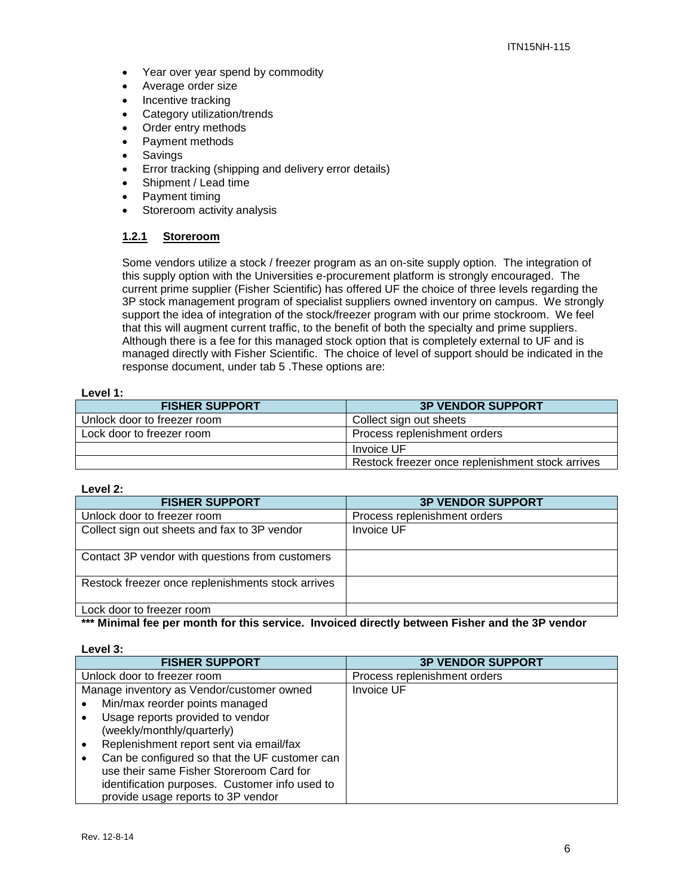- Year over year spend by commodity
- Average order size
- Incentive tracking
- Category utilization/trends
- Order entry methods
- Payment methods
- Savings
- Error tracking (shipping and delivery error details)
- Shipment / Lead time
- Payment timing
- Storeroom activity analysis

### 1.2.1 Storeroom

Some vendors utilize a stock / freezer program as an on-site supply option. The integration of this supply option with the Universities e-procurement platform is strongly encouraged. The current prime supplier (Fisher Scientific) has offered UF the choice of three levels regarding the 3P stock management program of specialist suppliers owned inventory on campus. We strongly support the idea of integration of the stock/freezer program with our prime stockroom. We feel that this will augment current traffic, to the benefit of both the specialty and prime suppliers. Although there is a fee for this managed stock option that is completely external to UF and is managed directly with Fisher Scientific. The choice of level of support should be indicated in the response document, under tab 5 .These options are:

**Level 1:**

| FISHER SUPPORT | 3P VENDOR SUPPORT |
|---|---|
| Unlock door to freezer room | Collect sign out sheets |
| Lock door to freezer room | Process replenishment orders |
| | Invoice UF |
| | Restock freezer once replenishment stock arrives |

**Level 2:**

| FISHER SUPPORT | 3P VENDOR SUPPORT |
|---|---|
| Unlock door to freezer room | Process replenishment orders |
| Collect sign out sheets and fax to 3P vendor | Invoice UF |
| Contact 3P vendor with questions from customers | |
| Restock freezer once replenishments stock arrives | |
| Lock door to freezer room | |

**\*\*\* Minimal fee per month for this service. Invoiced directly between Fisher and the 3P vendor**

**Level 3:**

| FISHER SUPPORT | 3P VENDOR SUPPORT |
|---|---|
| Unlock door to freezer room | Process replenishment orders |
| Manage inventory as Vendor/customer owned<br>• Min/max reorder points managed<br>• Usage reports provided to vendor (weekly/monthly/quarterly)<br>• Replenishment report sent via email/fax<br>• Can be configured so that the UF customer can use their same Fisher Storeroom Card for identification purposes. Customer info used to provide usage reports to 3P vendor | Invoice UF |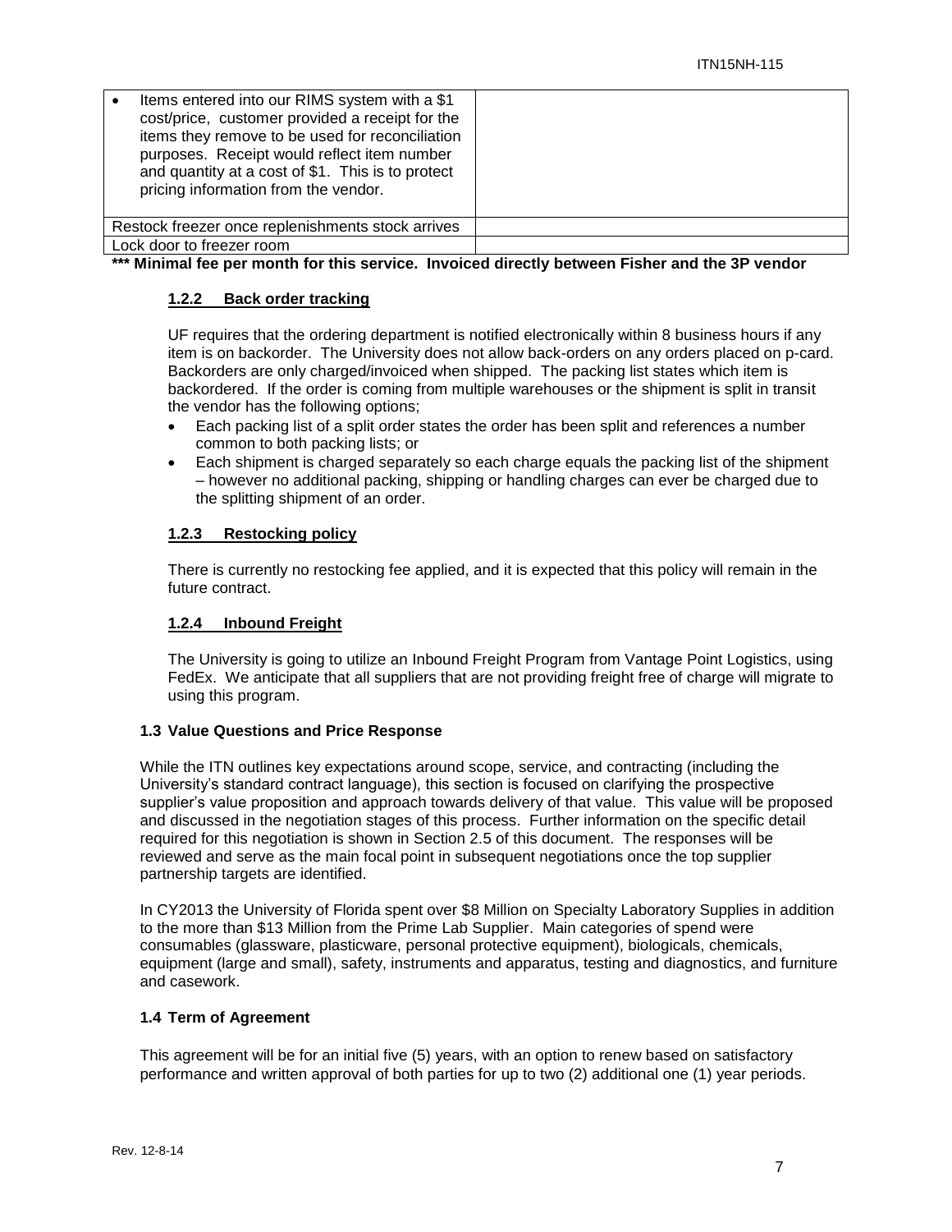| | |
|---|---|
| • Items entered into our RIMS system with a $1 cost/price, customer provided a receipt for the items they remove to be used for reconciliation purposes. Receipt would reflect item number and quantity at a cost of $1. This is to protect pricing information from the vendor. | |
| Restock freezer once replenishments stock arrives | |
| Lock door to freezer room | |

**\*\*\* Minimal fee per month for this service. Invoiced directly between Fisher and the 3P vendor**

#### 1.2.2 Back order tracking

UF requires that the ordering department is notified electronically within 8 business hours if any item is on backorder. The University does not allow back-orders on any orders placed on p-card. Backorders are only charged/invoiced when shipped. The packing list states which item is backordered. If the order is coming from multiple warehouses or the shipment is split in transit the vendor has the following options;

- Each packing list of a split order states the order has been split and references a number common to both packing lists; or
- Each shipment is charged separately so each charge equals the packing list of the shipment – however no additional packing, shipping or handling charges can ever be charged due to the splitting shipment of an order.

#### 1.2.3 Restocking policy

There is currently no restocking fee applied, and it is expected that this policy will remain in the future contract.

#### 1.2.4 Inbound Freight

The University is going to utilize an Inbound Freight Program from Vantage Point Logistics, using FedEx. We anticipate that all suppliers that are not providing freight free of charge will migrate to using this program.

### 1.3 Value Questions and Price Response

While the ITN outlines key expectations around scope, service, and contracting (including the University's standard contract language), this section is focused on clarifying the prospective supplier's value proposition and approach towards delivery of that value. This value will be proposed and discussed in the negotiation stages of this process. Further information on the specific detail required for this negotiation is shown in Section 2.5 of this document. The responses will be reviewed and serve as the main focal point in subsequent negotiations once the top supplier partnership targets are identified.

In CY2013 the University of Florida spent over $8 Million on Specialty Laboratory Supplies in addition to the more than $13 Million from the Prime Lab Supplier. Main categories of spend were consumables (glassware, plasticware, personal protective equipment), biologicals, chemicals, equipment (large and small), safety, instruments and apparatus, testing and diagnostics, and furniture and casework.

### 1.4 Term of Agreement

This agreement will be for an initial five (5) years, with an option to renew based on satisfactory performance and written approval of both parties for up to two (2) additional one (1) year periods.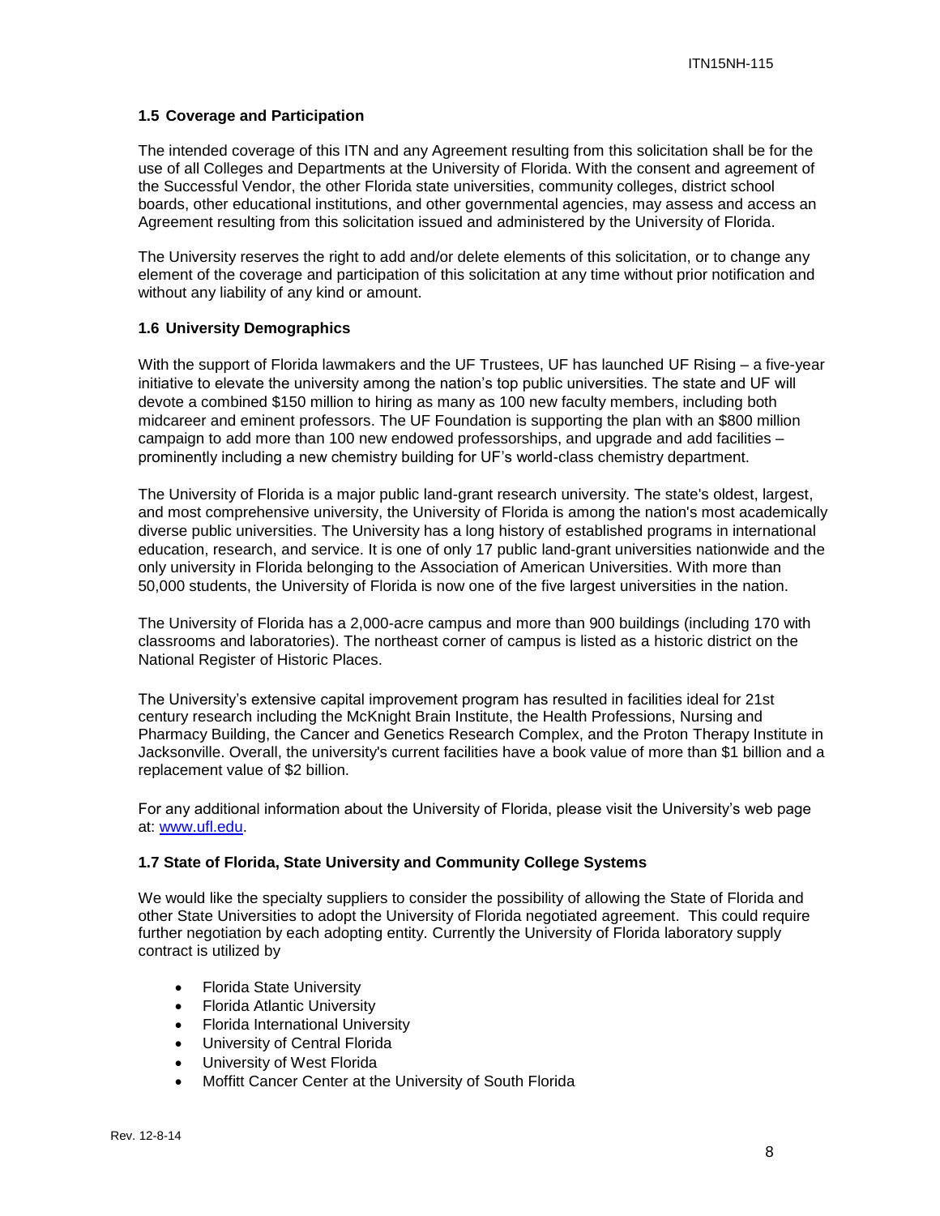### 1.5 Coverage and Participation

The intended coverage of this ITN and any Agreement resulting from this solicitation shall be for the use of all Colleges and Departments at the University of Florida. With the consent and agreement of the Successful Vendor, the other Florida state universities, community colleges, district school boards, other educational institutions, and other governmental agencies, may assess and access an Agreement resulting from this solicitation issued and administered by the University of Florida.

The University reserves the right to add and/or delete elements of this solicitation, or to change any element of the coverage and participation of this solicitation at any time without prior notification and without any liability of any kind or amount.

### 1.6 University Demographics

With the support of Florida lawmakers and the UF Trustees, UF has launched UF Rising – a five-year initiative to elevate the university among the nation's top public universities. The state and UF will devote a combined $150 million to hiring as many as 100 new faculty members, including both midcareer and eminent professors. The UF Foundation is supporting the plan with an $800 million campaign to add more than 100 new endowed professorships, and upgrade and add facilities – prominently including a new chemistry building for UF's world-class chemistry department.

The University of Florida is a major public land-grant research university. The state's oldest, largest, and most comprehensive university, the University of Florida is among the nation's most academically diverse public universities. The University has a long history of established programs in international education, research, and service. It is one of only 17 public land-grant universities nationwide and the only university in Florida belonging to the Association of American Universities. With more than 50,000 students, the University of Florida is now one of the five largest universities in the nation.

The University of Florida has a 2,000-acre campus and more than 900 buildings (including 170 with classrooms and laboratories). The northeast corner of campus is listed as a historic district on the National Register of Historic Places.

The University's extensive capital improvement program has resulted in facilities ideal for 21st century research including the McKnight Brain Institute, the Health Professions, Nursing and Pharmacy Building, the Cancer and Genetics Research Complex, and the Proton Therapy Institute in Jacksonville. Overall, the university's current facilities have a book value of more than $1 billion and a replacement value of $2 billion.

For any additional information about the University of Florida, please visit the University's web page at: [www.ufl.edu](www.ufl.edu).

### 1.7 State of Florida, State University and Community College Systems

We would like the specialty suppliers to consider the possibility of allowing the State of Florida and other State Universities to adopt the University of Florida negotiated agreement. This could require further negotiation by each adopting entity. Currently the University of Florida laboratory supply contract is utilized by

- Florida State University
- Florida Atlantic University
- Florida International University
- University of Central Florida
- University of West Florida
- Moffitt Cancer Center at the University of South Florida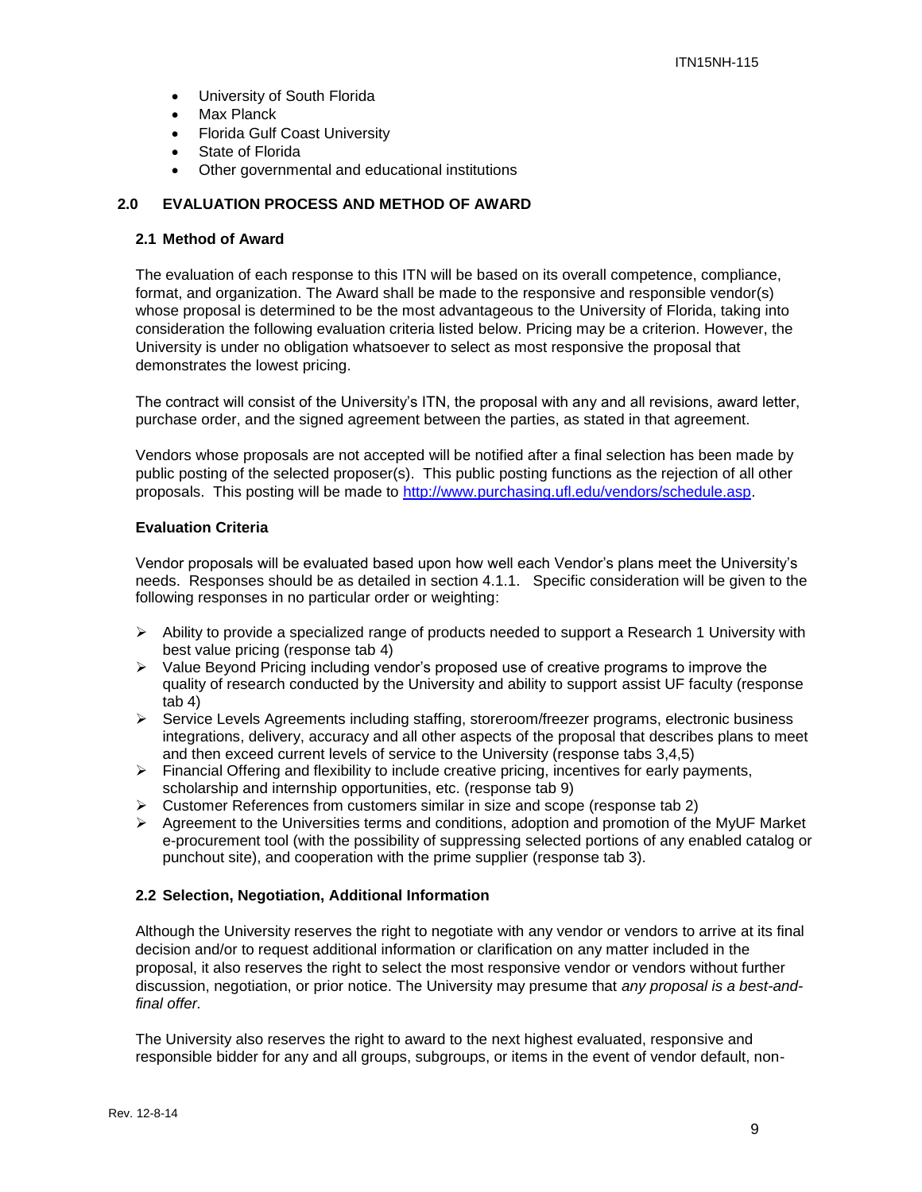- University of South Florida
- Max Planck
- Florida Gulf Coast University
- State of Florida
- Other governmental and educational institutions

## 2.0 EVALUATION PROCESS AND METHOD OF AWARD

### 2.1 Method of Award

The evaluation of each response to this ITN will be based on its overall competence, compliance, format, and organization. The Award shall be made to the responsive and responsible vendor(s) whose proposal is determined to be the most advantageous to the University of Florida, taking into consideration the following evaluation criteria listed below. Pricing may be a criterion. However, the University is under no obligation whatsoever to select as most responsive the proposal that demonstrates the lowest pricing.

The contract will consist of the University's ITN, the proposal with any and all revisions, award letter, purchase order, and the signed agreement between the parties, as stated in that agreement.

Vendors whose proposals are not accepted will be notified after a final selection has been made by public posting of the selected proposer(s). This public posting functions as the rejection of all other proposals. This posting will be made to [http://www.purchasing.ufl.edu/vendors/schedule.asp](http://www.purchasing.ufl.edu/vendors/schedule.asp).

**Evaluation Criteria**

Vendor proposals will be evaluated based upon how well each Vendor's plans meet the University's needs. Responses should be as detailed in section 4.1.1. Specific consideration will be given to the following responses in no particular order or weighting:

- Ability to provide a specialized range of products needed to support a Research 1 University with best value pricing (response tab 4)
- Value Beyond Pricing including vendor's proposed use of creative programs to improve the quality of research conducted by the University and ability to support assist UF faculty (response tab 4)
- Service Levels Agreements including staffing, storeroom/freezer programs, electronic business integrations, delivery, accuracy and all other aspects of the proposal that describes plans to meet and then exceed current levels of service to the University (response tabs 3,4,5)
- Financial Offering and flexibility to include creative pricing, incentives for early payments, scholarship and internship opportunities, etc. (response tab 9)
- Customer References from customers similar in size and scope (response tab 2)
- Agreement to the Universities terms and conditions, adoption and promotion of the MyUF Market e-procurement tool (with the possibility of suppressing selected portions of any enabled catalog or punchout site), and cooperation with the prime supplier (response tab 3).

### 2.2 Selection, Negotiation, Additional Information

Although the University reserves the right to negotiate with any vendor or vendors to arrive at its final decision and/or to request additional information or clarification on any matter included in the proposal, it also reserves the right to select the most responsive vendor or vendors without further discussion, negotiation, or prior notice. The University may presume that *any proposal is a best-and-final offer.*

The University also reserves the right to award to the next highest evaluated, responsive and responsible bidder for any and all groups, subgroups, or items in the event of vendor default, non-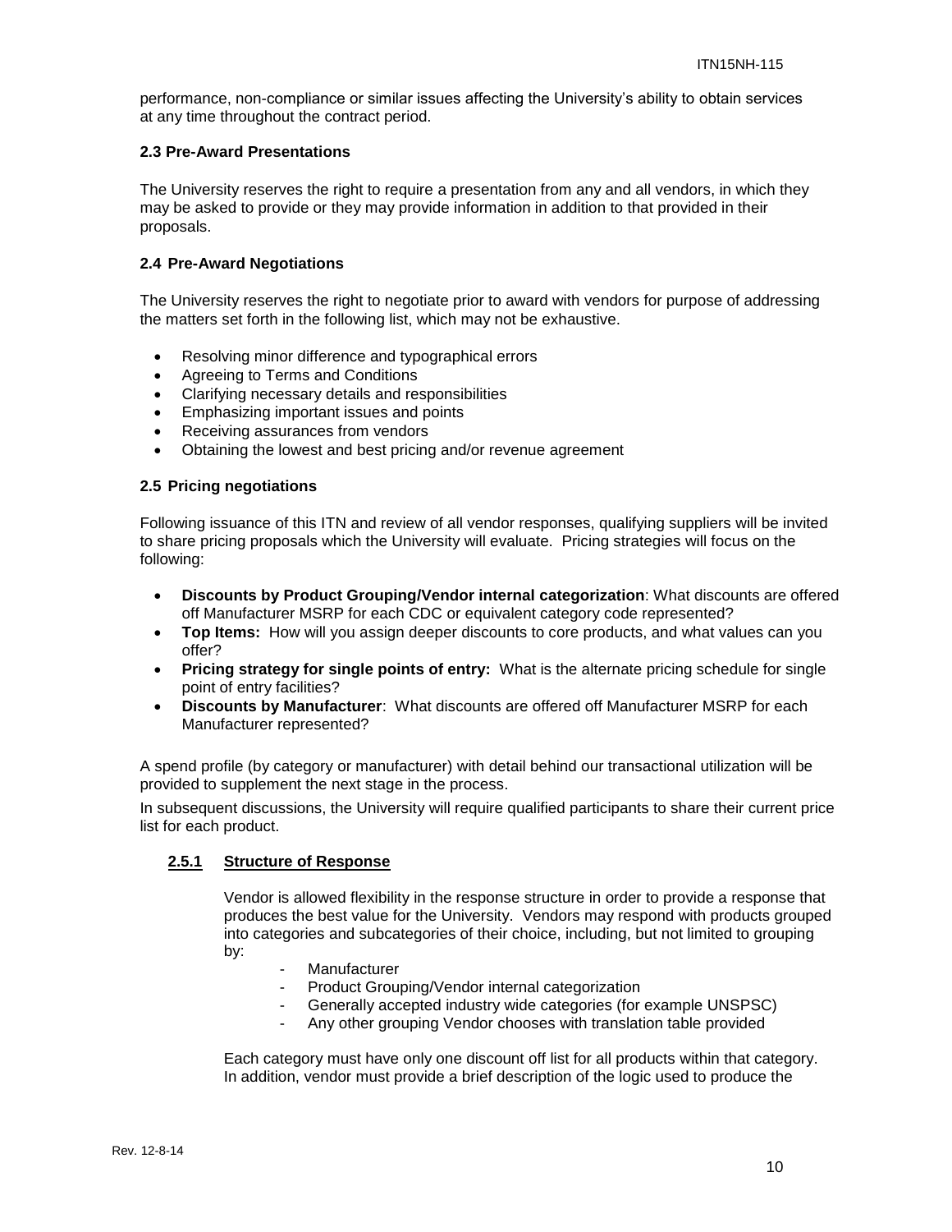performance, non-compliance or similar issues affecting the University's ability to obtain services at any time throughout the contract period.

### 2.3 Pre-Award Presentations

The University reserves the right to require a presentation from any and all vendors, in which they may be asked to provide or they may provide information in addition to that provided in their proposals.

### 2.4 Pre-Award Negotiations

The University reserves the right to negotiate prior to award with vendors for purpose of addressing the matters set forth in the following list, which may not be exhaustive.

- Resolving minor difference and typographical errors
- Agreeing to Terms and Conditions
- Clarifying necessary details and responsibilities
- Emphasizing important issues and points
- Receiving assurances from vendors
- Obtaining the lowest and best pricing and/or revenue agreement

### 2.5 Pricing negotiations

Following issuance of this ITN and review of all vendor responses, qualifying suppliers will be invited to share pricing proposals which the University will evaluate. Pricing strategies will focus on the following:

- **Discounts by Product Grouping/Vendor internal categorization**: What discounts are offered off Manufacturer MSRP for each CDC or equivalent category code represented?
- **Top Items:** How will you assign deeper discounts to core products, and what values can you offer?
- **Pricing strategy for single points of entry:** What is the alternate pricing schedule for single point of entry facilities?
- **Discounts by Manufacturer**: What discounts are offered off Manufacturer MSRP for each Manufacturer represented?

A spend profile (by category or manufacturer) with detail behind our transactional utilization will be provided to supplement the next stage in the process.

In subsequent discussions, the University will require qualified participants to share their current price list for each product.

#### 2.5.1 Structure of Response

Vendor is allowed flexibility in the response structure in order to provide a response that produces the best value for the University. Vendors may respond with products grouped into categories and subcategories of their choice, including, but not limited to grouping by:

- Manufacturer
- Product Grouping/Vendor internal categorization
- Generally accepted industry wide categories (for example UNSPSC)
- Any other grouping Vendor chooses with translation table provided

Each category must have only one discount off list for all products within that category. In addition, vendor must provide a brief description of the logic used to produce the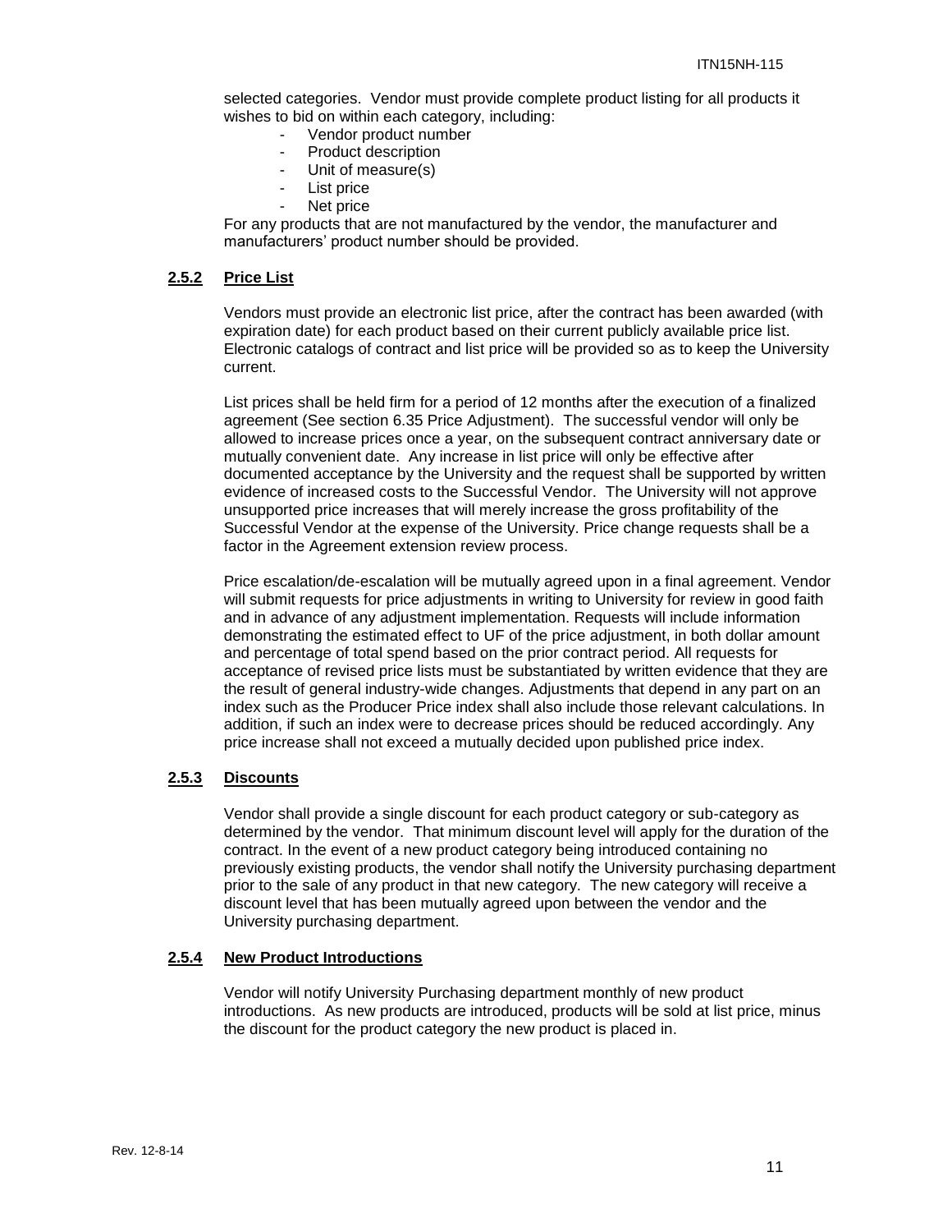selected categories. Vendor must provide complete product listing for all products it wishes to bid on within each category, including:

- Vendor product number
- Product description
- Unit of measure(s)
- List price
- Net price

For any products that are not manufactured by the vendor, the manufacturer and manufacturers' product number should be provided.

### 2.5.2 Price List

Vendors must provide an electronic list price, after the contract has been awarded (with expiration date) for each product based on their current publicly available price list. Electronic catalogs of contract and list price will be provided so as to keep the University current.

List prices shall be held firm for a period of 12 months after the execution of a finalized agreement (See section 6.35 Price Adjustment). The successful vendor will only be allowed to increase prices once a year, on the subsequent contract anniversary date or mutually convenient date. Any increase in list price will only be effective after documented acceptance by the University and the request shall be supported by written evidence of increased costs to the Successful Vendor. The University will not approve unsupported price increases that will merely increase the gross profitability of the Successful Vendor at the expense of the University. Price change requests shall be a factor in the Agreement extension review process.

Price escalation/de-escalation will be mutually agreed upon in a final agreement. Vendor will submit requests for price adjustments in writing to University for review in good faith and in advance of any adjustment implementation. Requests will include information demonstrating the estimated effect to UF of the price adjustment, in both dollar amount and percentage of total spend based on the prior contract period. All requests for acceptance of revised price lists must be substantiated by written evidence that they are the result of general industry-wide changes. Adjustments that depend in any part on an index such as the Producer Price index shall also include those relevant calculations. In addition, if such an index were to decrease prices should be reduced accordingly. Any price increase shall not exceed a mutually decided upon published price index.

### 2.5.3 Discounts

Vendor shall provide a single discount for each product category or sub-category as determined by the vendor. That minimum discount level will apply for the duration of the contract. In the event of a new product category being introduced containing no previously existing products, the vendor shall notify the University purchasing department prior to the sale of any product in that new category. The new category will receive a discount level that has been mutually agreed upon between the vendor and the University purchasing department.

### 2.5.4 New Product Introductions

Vendor will notify University Purchasing department monthly of new product introductions. As new products are introduced, products will be sold at list price, minus the discount for the product category the new product is placed in.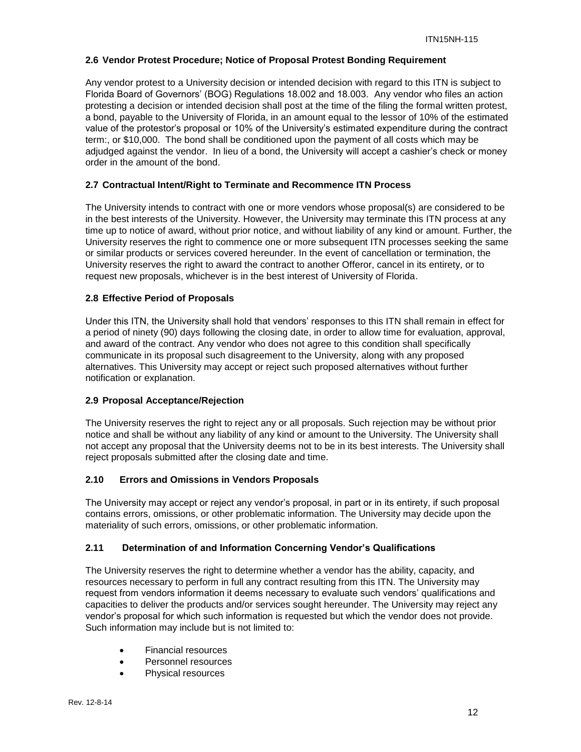### 2.6 Vendor Protest Procedure; Notice of Proposal Protest Bonding Requirement

Any vendor protest to a University decision or intended decision with regard to this ITN is subject to Florida Board of Governors' (BOG) Regulations 18.002 and 18.003. Any vendor who files an action protesting a decision or intended decision shall post at the time of the filing the formal written protest, a bond, payable to the University of Florida, in an amount equal to the lessor of 10% of the estimated value of the protestor's proposal or 10% of the University's estimated expenditure during the contract term:, or $10,000. The bond shall be conditioned upon the payment of all costs which may be adjudged against the vendor. In lieu of a bond, the University will accept a cashier's check or money order in the amount of the bond.

### 2.7 Contractual Intent/Right to Terminate and Recommence ITN Process

The University intends to contract with one or more vendors whose proposal(s) are considered to be in the best interests of the University. However, the University may terminate this ITN process at any time up to notice of award, without prior notice, and without liability of any kind or amount. Further, the University reserves the right to commence one or more subsequent ITN processes seeking the same or similar products or services covered hereunder. In the event of cancellation or termination, the University reserves the right to award the contract to another Offeror, cancel in its entirety, or to request new proposals, whichever is in the best interest of University of Florida.

### 2.8 Effective Period of Proposals

Under this ITN, the University shall hold that vendors' responses to this ITN shall remain in effect for a period of ninety (90) days following the closing date, in order to allow time for evaluation, approval, and award of the contract. Any vendor who does not agree to this condition shall specifically communicate in its proposal such disagreement to the University, along with any proposed alternatives. This University may accept or reject such proposed alternatives without further notification or explanation.

### 2.9 Proposal Acceptance/Rejection

The University reserves the right to reject any or all proposals. Such rejection may be without prior notice and shall be without any liability of any kind or amount to the University. The University shall not accept any proposal that the University deems not to be in its best interests. The University shall reject proposals submitted after the closing date and time.

### 2.10 Errors and Omissions in Vendors Proposals

The University may accept or reject any vendor's proposal, in part or in its entirety, if such proposal contains errors, omissions, or other problematic information. The University may decide upon the materiality of such errors, omissions, or other problematic information.

### 2.11 Determination of and Information Concerning Vendor's Qualifications

The University reserves the right to determine whether a vendor has the ability, capacity, and resources necessary to perform in full any contract resulting from this ITN. The University may request from vendors information it deems necessary to evaluate such vendors' qualifications and capacities to deliver the products and/or services sought hereunder. The University may reject any vendor's proposal for which such information is requested but which the vendor does not provide. Such information may include but is not limited to:

- Financial resources
- Personnel resources
- Physical resources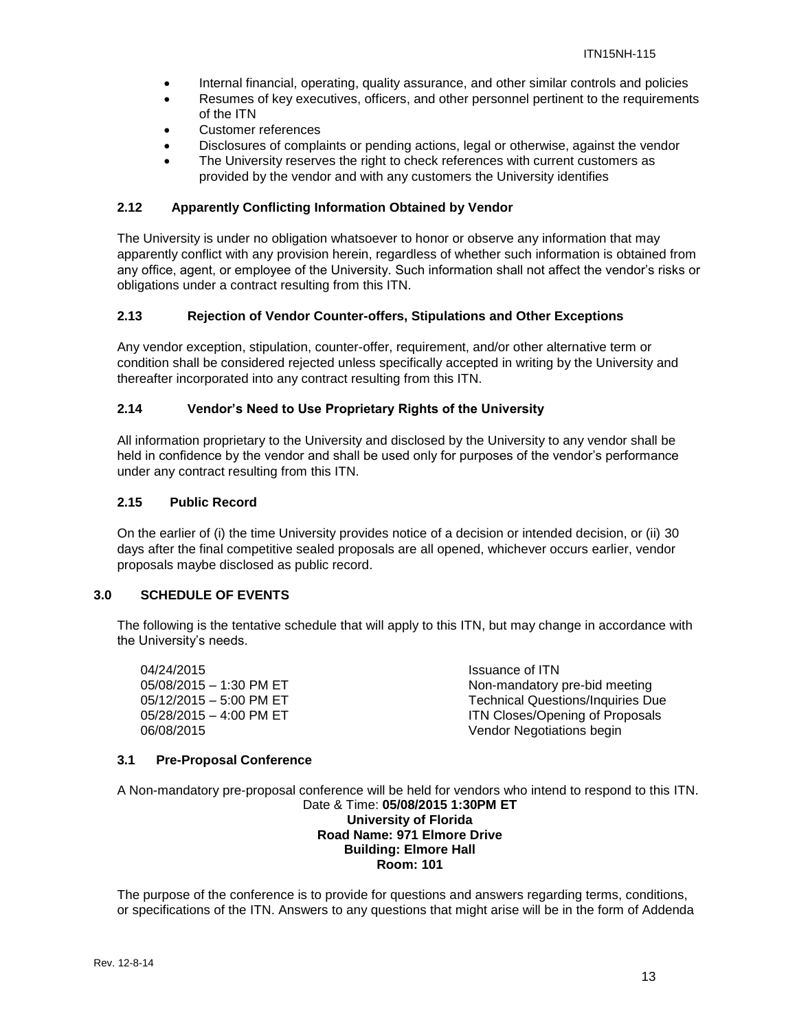- Internal financial, operating, quality assurance, and other similar controls and policies
- Resumes of key executives, officers, and other personnel pertinent to the requirements of the ITN
- Customer references
- Disclosures of complaints or pending actions, legal or otherwise, against the vendor
- The University reserves the right to check references with current customers as provided by the vendor and with any customers the University identifies

### 2.12 Apparently Conflicting Information Obtained by Vendor

The University is under no obligation whatsoever to honor or observe any information that may apparently conflict with any provision herein, regardless of whether such information is obtained from any office, agent, or employee of the University. Such information shall not affect the vendor's risks or obligations under a contract resulting from this ITN.

### 2.13 Rejection of Vendor Counter-offers, Stipulations and Other Exceptions

Any vendor exception, stipulation, counter-offer, requirement, and/or other alternative term or condition shall be considered rejected unless specifically accepted in writing by the University and thereafter incorporated into any contract resulting from this ITN.

### 2.14 Vendor's Need to Use Proprietary Rights of the University

All information proprietary to the University and disclosed by the University to any vendor shall be held in confidence by the vendor and shall be used only for purposes of the vendor's performance under any contract resulting from this ITN.

### 2.15 Public Record

On the earlier of (i) the time University provides notice of a decision or intended decision, or (ii) 30 days after the final competitive sealed proposals are all opened, whichever occurs earlier, vendor proposals maybe disclosed as public record.

## 3.0 SCHEDULE OF EVENTS

The following is the tentative schedule that will apply to this ITN, but may change in accordance with the University's needs.

| | |
|---|---|
| 04/24/2015 | Issuance of ITN |
| 05/08/2015 – 1:30 PM ET | Non-mandatory pre-bid meeting |
| 05/12/2015 – 5:00 PM ET | Technical Questions/Inquiries Due |
| 05/28/2015 – 4:00 PM ET | ITN Closes/Opening of Proposals |
| 06/08/2015 | Vendor Negotiations begin |

### 3.1 Pre-Proposal Conference

A Non-mandatory pre-proposal conference will be held for vendors who intend to respond to this ITN.

Date & Time: **05/08/2015 1:30PM ET**
**University of Florida**
**Road Name: 971 Elmore Drive**
**Building: Elmore Hall**
**Room: 101**

The purpose of the conference is to provide for questions and answers regarding terms, conditions, or specifications of the ITN. Answers to any questions that might arise will be in the form of Addenda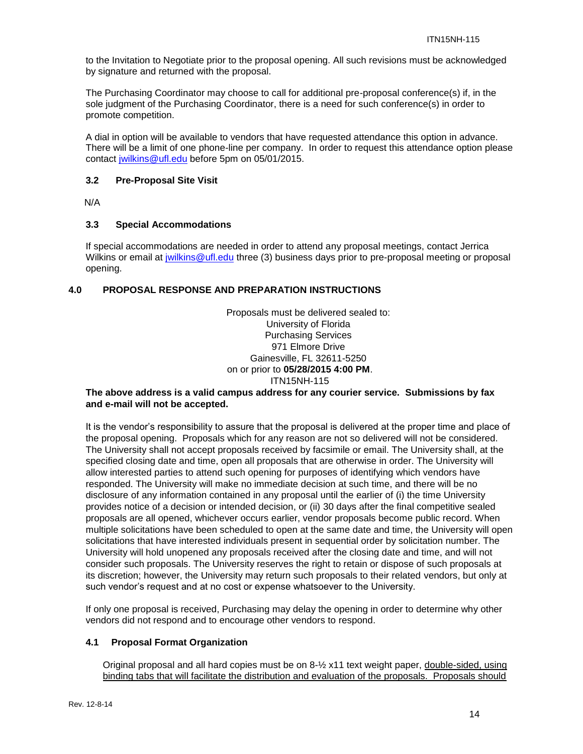to the Invitation to Negotiate prior to the proposal opening. All such revisions must be acknowledged by signature and returned with the proposal.

The Purchasing Coordinator may choose to call for additional pre-proposal conference(s) if, in the sole judgment of the Purchasing Coordinator, there is a need for such conference(s) in order to promote competition.

A dial in option will be available to vendors that have requested attendance this option in advance. There will be a limit of one phone-line per company. In order to request this attendance option please contact jwilkins@ufl.edu before 5pm on 05/01/2015.

### 3.2 Pre-Proposal Site Visit

N/A

### 3.3 Special Accommodations

If special accommodations are needed in order to attend any proposal meetings, contact Jerrica Wilkins or email at jwilkins@ufl.edu three (3) business days prior to pre-proposal meeting or proposal opening.

## 4.0 PROPOSAL RESPONSE AND PREPARATION INSTRUCTIONS

Proposals must be delivered sealed to:
University of Florida
Purchasing Services
971 Elmore Drive
Gainesville, FL 32611-5250
on or prior to **05/28/2015 4:00 PM**.
ITN15NH-115

**The above address is a valid campus address for any courier service. Submissions by fax and e-mail will not be accepted.**

It is the vendor's responsibility to assure that the proposal is delivered at the proper time and place of the proposal opening. Proposals which for any reason are not so delivered will not be considered. The University shall not accept proposals received by facsimile or email. The University shall, at the specified closing date and time, open all proposals that are otherwise in order. The University will allow interested parties to attend such opening for purposes of identifying which vendors have responded. The University will make no immediate decision at such time, and there will be no disclosure of any information contained in any proposal until the earlier of (i) the time University provides notice of a decision or intended decision, or (ii) 30 days after the final competitive sealed proposals are all opened, whichever occurs earlier, vendor proposals become public record. When multiple solicitations have been scheduled to open at the same date and time, the University will open solicitations that have interested individuals present in sequential order by solicitation number. The University will hold unopened any proposals received after the closing date and time, and will not consider such proposals. The University reserves the right to retain or dispose of such proposals at its discretion; however, the University may return such proposals to their related vendors, but only at such vendor's request and at no cost or expense whatsoever to the University.

If only one proposal is received, Purchasing may delay the opening in order to determine why other vendors did not respond and to encourage other vendors to respond.

### 4.1 Proposal Format Organization

Original proposal and all hard copies must be on 8-½ x11 text weight paper, double-sided, using binding tabs that will facilitate the distribution and evaluation of the proposals. Proposals should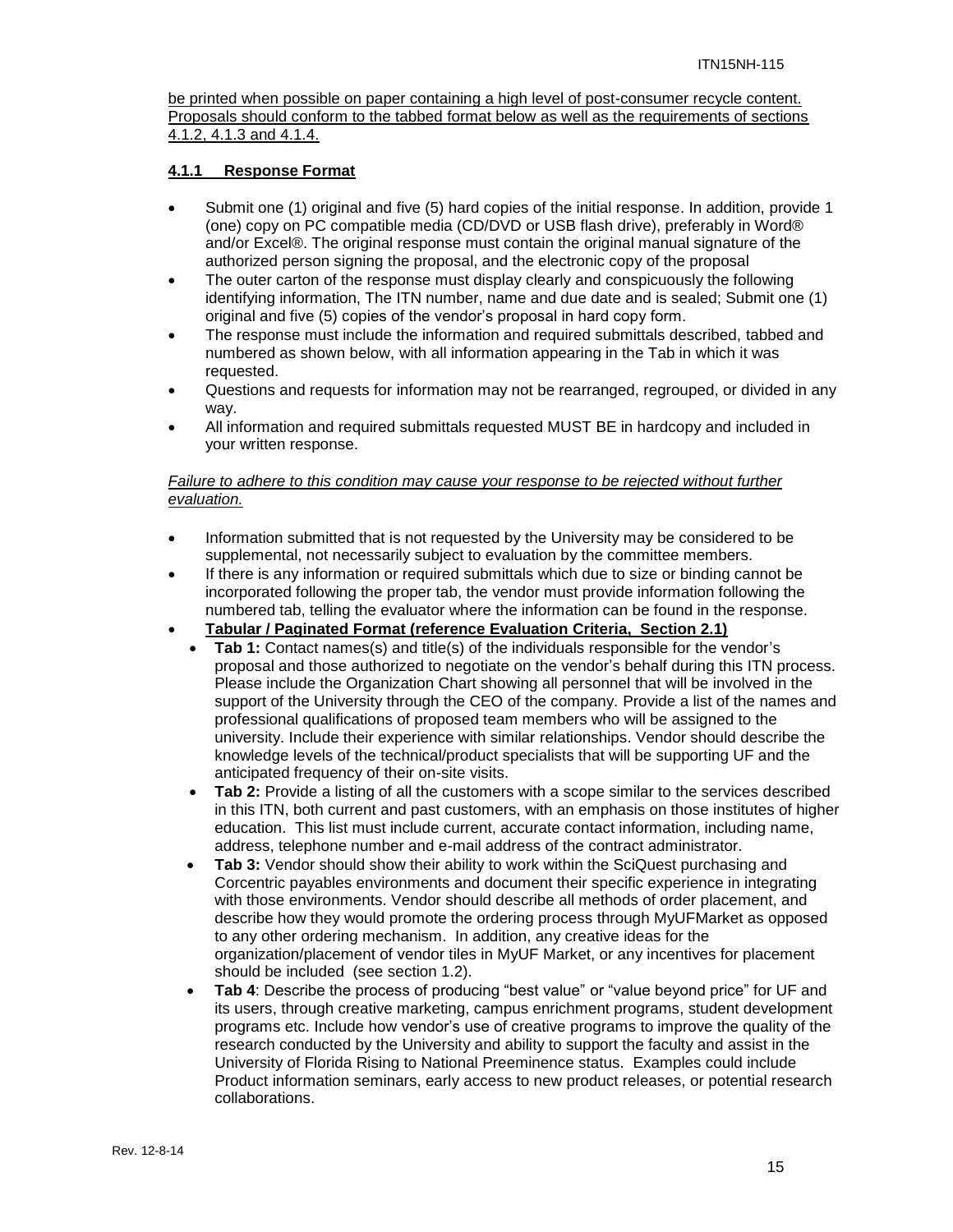be printed when possible on paper containing a high level of post-consumer recycle content. Proposals should conform to the tabbed format below as well as the requirements of sections 4.1.2, 4.1.3 and 4.1.4.

### 4.1.1 Response Format

- Submit one (1) original and five (5) hard copies of the initial response. In addition, provide 1 (one) copy on PC compatible media (CD/DVD or USB flash drive), preferably in Word® and/or Excel®. The original response must contain the original manual signature of the authorized person signing the proposal, and the electronic copy of the proposal
- The outer carton of the response must display clearly and conspicuously the following identifying information, The ITN number, name and due date and is sealed; Submit one (1) original and five (5) copies of the vendor's proposal in hard copy form.
- The response must include the information and required submittals described, tabbed and numbered as shown below, with all information appearing in the Tab in which it was requested.
- Questions and requests for information may not be rearranged, regrouped, or divided in any way.
- All information and required submittals requested MUST BE in hardcopy and included in your written response.

*Failure to adhere to this condition may cause your response to be rejected without further evaluation.*

- Information submitted that is not requested by the University may be considered to be supplemental, not necessarily subject to evaluation by the committee members.
- If there is any information or required submittals which due to size or binding cannot be incorporated following the proper tab, the vendor must provide information following the numbered tab, telling the evaluator where the information can be found in the response.
- **Tabular / Paginated Format (reference Evaluation Criteria, Section 2.1)**
  - **Tab 1:** Contact names(s) and title(s) of the individuals responsible for the vendor's proposal and those authorized to negotiate on the vendor's behalf during this ITN process. Please include the Organization Chart showing all personnel that will be involved in the support of the University through the CEO of the company. Provide a list of the names and professional qualifications of proposed team members who will be assigned to the university. Include their experience with similar relationships. Vendor should describe the knowledge levels of the technical/product specialists that will be supporting UF and the anticipated frequency of their on-site visits.
  - **Tab 2:** Provide a listing of all the customers with a scope similar to the services described in this ITN, both current and past customers, with an emphasis on those institutes of higher education. This list must include current, accurate contact information, including name, address, telephone number and e-mail address of the contract administrator.
  - **Tab 3:** Vendor should show their ability to work within the SciQuest purchasing and Corcentric payables environments and document their specific experience in integrating with those environments. Vendor should describe all methods of order placement, and describe how they would promote the ordering process through MyUFMarket as opposed to any other ordering mechanism. In addition, any creative ideas for the organization/placement of vendor tiles in MyUF Market, or any incentives for placement should be included (see section 1.2).
  - **Tab 4**: Describe the process of producing "best value" or "value beyond price" for UF and its users, through creative marketing, campus enrichment programs, student development programs etc. Include how vendor's use of creative programs to improve the quality of the research conducted by the University and ability to support the faculty and assist in the University of Florida Rising to National Preeminence status. Examples could include Product information seminars, early access to new product releases, or potential research collaborations.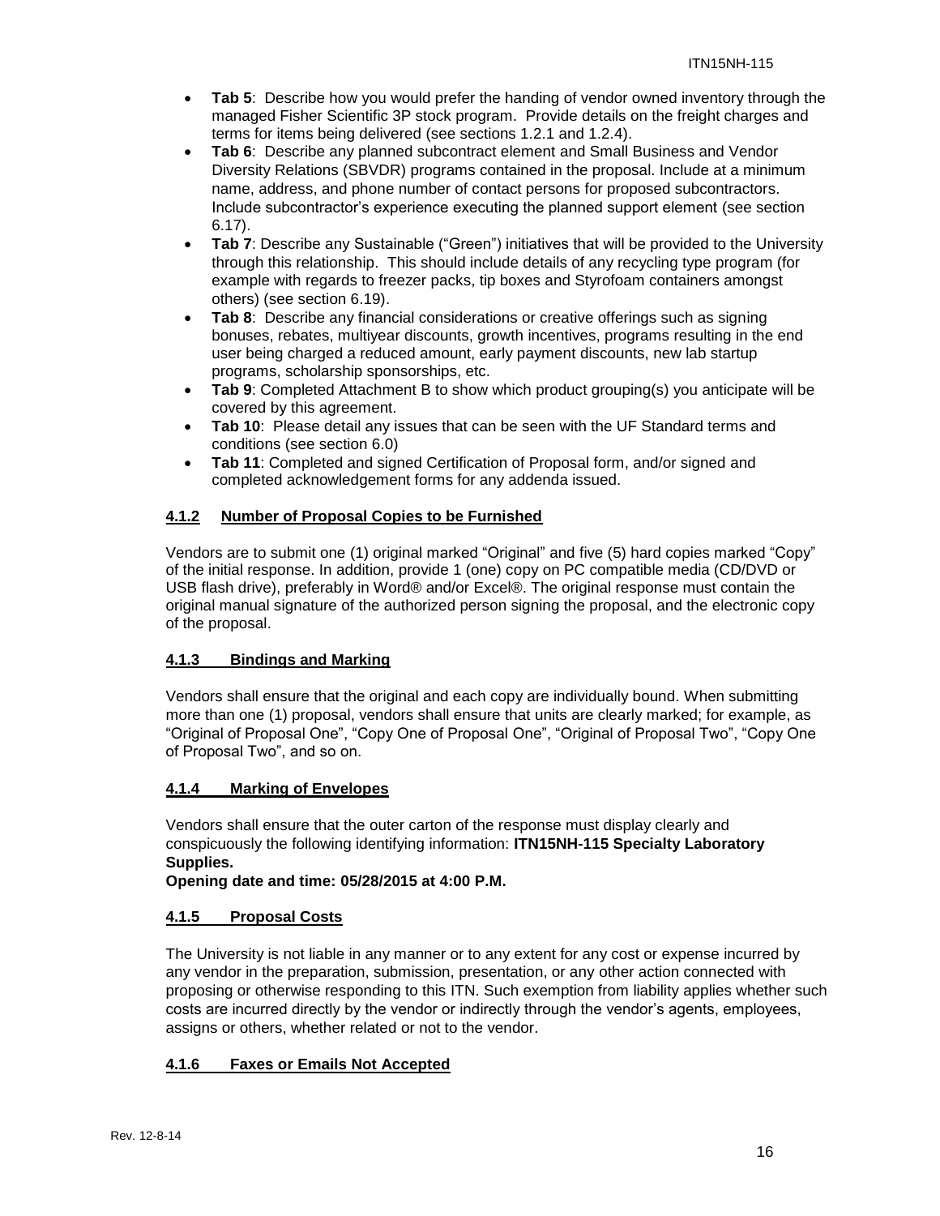- **Tab 5**: Describe how you would prefer the handing of vendor owned inventory through the managed Fisher Scientific 3P stock program. Provide details on the freight charges and terms for items being delivered (see sections 1.2.1 and 1.2.4).
- **Tab 6**: Describe any planned subcontract element and Small Business and Vendor Diversity Relations (SBVDR) programs contained in the proposal. Include at a minimum name, address, and phone number of contact persons for proposed subcontractors. Include subcontractor's experience executing the planned support element (see section 6.17).
- **Tab 7**: Describe any Sustainable ("Green") initiatives that will be provided to the University through this relationship. This should include details of any recycling type program (for example with regards to freezer packs, tip boxes and Styrofoam containers amongst others) (see section 6.19).
- **Tab 8**: Describe any financial considerations or creative offerings such as signing bonuses, rebates, multiyear discounts, growth incentives, programs resulting in the end user being charged a reduced amount, early payment discounts, new lab startup programs, scholarship sponsorships, etc.
- **Tab 9**: Completed Attachment B to show which product grouping(s) you anticipate will be covered by this agreement.
- **Tab 10**: Please detail any issues that can be seen with the UF Standard terms and conditions (see section 6.0)
- **Tab 11**: Completed and signed Certification of Proposal form, and/or signed and completed acknowledgement forms for any addenda issued.

### 4.1.2 Number of Proposal Copies to be Furnished

Vendors are to submit one (1) original marked "Original" and five (5) hard copies marked "Copy" of the initial response. In addition, provide 1 (one) copy on PC compatible media (CD/DVD or USB flash drive), preferably in Word® and/or Excel®. The original response must contain the original manual signature of the authorized person signing the proposal, and the electronic copy of the proposal.

### 4.1.3 Bindings and Marking

Vendors shall ensure that the original and each copy are individually bound. When submitting more than one (1) proposal, vendors shall ensure that units are clearly marked; for example, as "Original of Proposal One", "Copy One of Proposal One", "Original of Proposal Two", "Copy One of Proposal Two", and so on.

### 4.1.4 Marking of Envelopes

Vendors shall ensure that the outer carton of the response must display clearly and conspicuously the following identifying information: **ITN15NH-115 Specialty Laboratory Supplies.**

**Opening date and time: 05/28/2015 at 4:00 P.M.**

### 4.1.5 Proposal Costs

The University is not liable in any manner or to any extent for any cost or expense incurred by any vendor in the preparation, submission, presentation, or any other action connected with proposing or otherwise responding to this ITN. Such exemption from liability applies whether such costs are incurred directly by the vendor or indirectly through the vendor's agents, employees, assigns or others, whether related or not to the vendor.

### 4.1.6 Faxes or Emails Not Accepted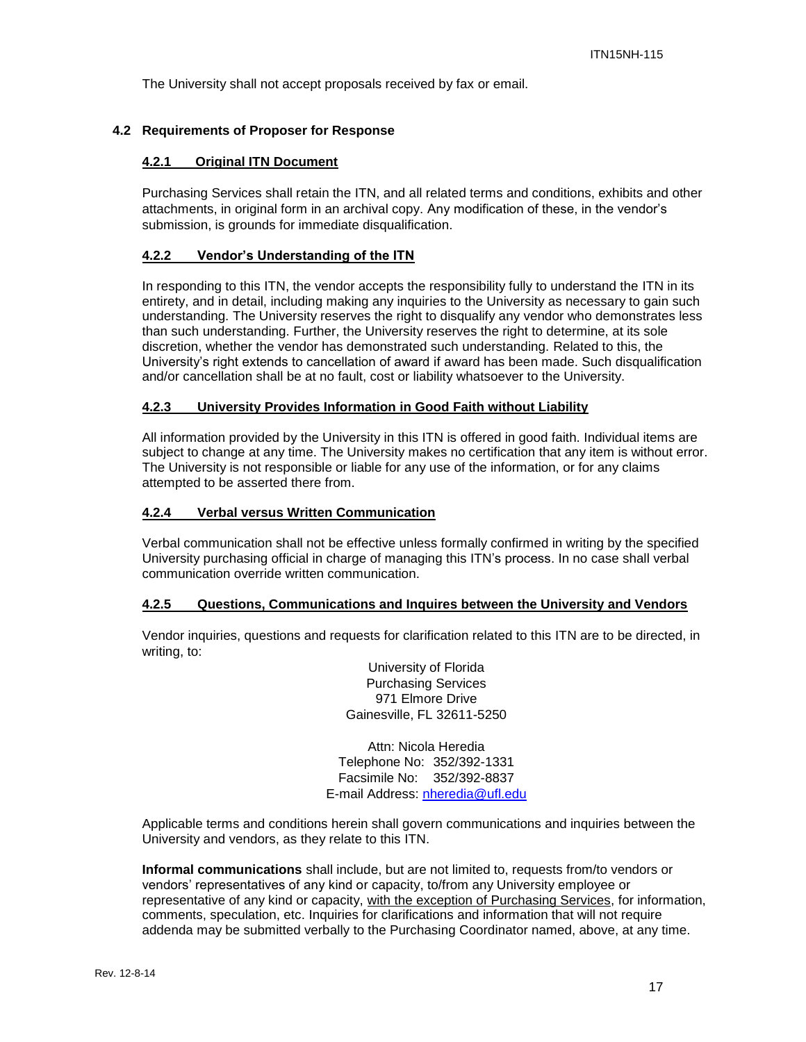The University shall not accept proposals received by fax or email.

## 4.2 Requirements of Proposer for Response

### 4.2.1 Original ITN Document

Purchasing Services shall retain the ITN, and all related terms and conditions, exhibits and other attachments, in original form in an archival copy. Any modification of these, in the vendor's submission, is grounds for immediate disqualification.

### 4.2.2 Vendor's Understanding of the ITN

In responding to this ITN, the vendor accepts the responsibility fully to understand the ITN in its entirety, and in detail, including making any inquiries to the University as necessary to gain such understanding. The University reserves the right to disqualify any vendor who demonstrates less than such understanding. Further, the University reserves the right to determine, at its sole discretion, whether the vendor has demonstrated such understanding. Related to this, the University's right extends to cancellation of award if award has been made. Such disqualification and/or cancellation shall be at no fault, cost or liability whatsoever to the University.

### 4.2.3 University Provides Information in Good Faith without Liability

All information provided by the University in this ITN is offered in good faith. Individual items are subject to change at any time. The University makes no certification that any item is without error. The University is not responsible or liable for any use of the information, or for any claims attempted to be asserted there from.

### 4.2.4 Verbal versus Written Communication

Verbal communication shall not be effective unless formally confirmed in writing by the specified University purchasing official in charge of managing this ITN's process. In no case shall verbal communication override written communication.

### 4.2.5 Questions, Communications and Inquires between the University and Vendors

Vendor inquiries, questions and requests for clarification related to this ITN are to be directed, in writing, to:

University of Florida
Purchasing Services
971 Elmore Drive
Gainesville, FL 32611-5250

Attn: Nicola Heredia
Telephone No: 352/392-1331
Facsimile No: 352/392-8837
E-mail Address: nheredia@ufl.edu

Applicable terms and conditions herein shall govern communications and inquiries between the University and vendors, as they relate to this ITN.

**Informal communications** shall include, but are not limited to, requests from/to vendors or vendors' representatives of any kind or capacity, to/from any University employee or representative of any kind or capacity, with the exception of Purchasing Services, for information, comments, speculation, etc. Inquiries for clarifications and information that will not require addenda may be submitted verbally to the Purchasing Coordinator named, above, at any time.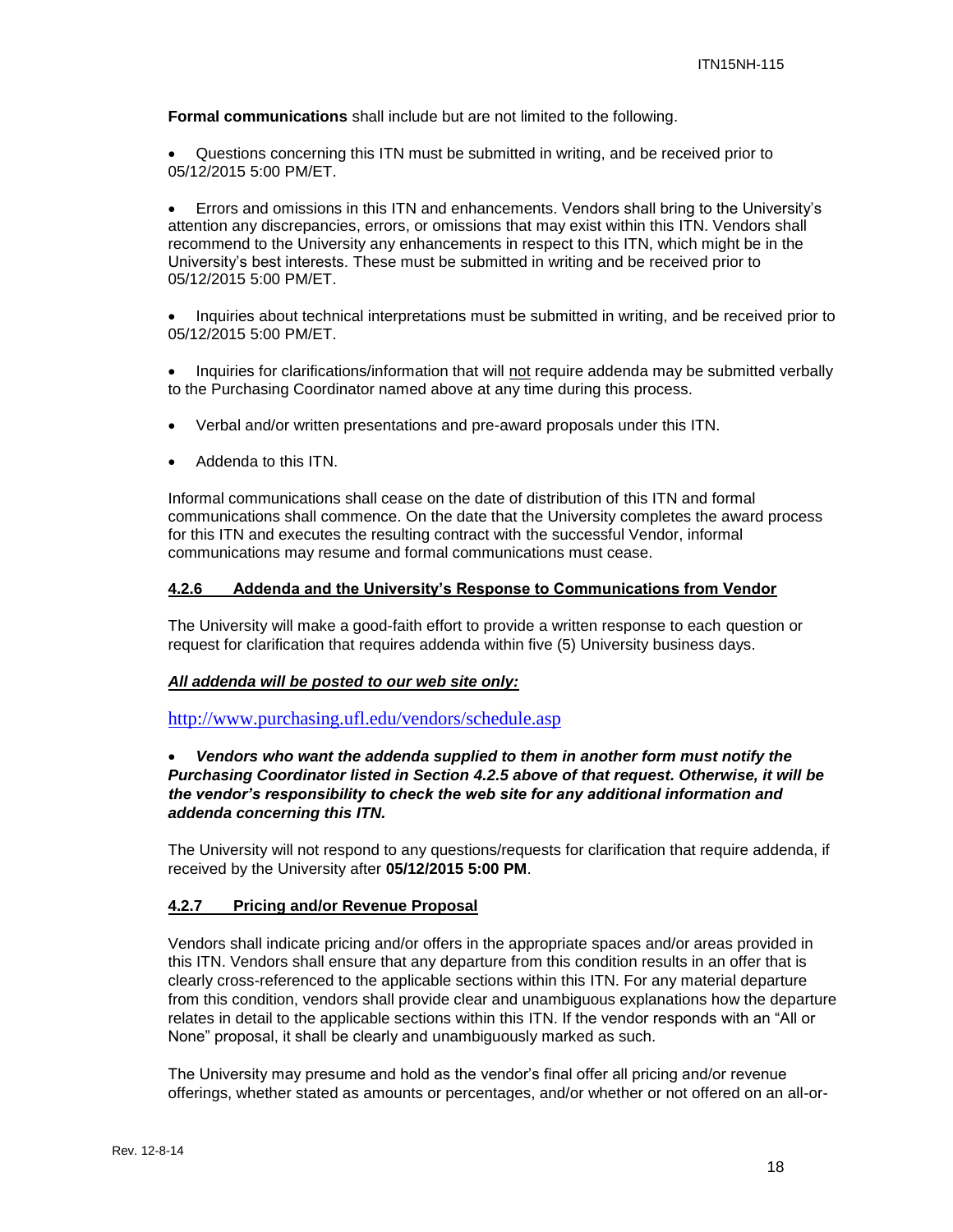**Formal communications** shall include but are not limited to the following.

- Questions concerning this ITN must be submitted in writing, and be received prior to 05/12/2015 5:00 PM/ET.

- Errors and omissions in this ITN and enhancements. Vendors shall bring to the University's attention any discrepancies, errors, or omissions that may exist within this ITN. Vendors shall recommend to the University any enhancements in respect to this ITN, which might be in the University's best interests. These must be submitted in writing and be received prior to 05/12/2015 5:00 PM/ET.

- Inquiries about technical interpretations must be submitted in writing, and be received prior to 05/12/2015 5:00 PM/ET.

- Inquiries for clarifications/information that will <u>not</u> require addenda may be submitted verbally to the Purchasing Coordinator named above at any time during this process.

- Verbal and/or written presentations and pre-award proposals under this ITN.

- Addenda to this ITN.

Informal communications shall cease on the date of distribution of this ITN and formal communications shall commence. On the date that the University completes the award process for this ITN and executes the resulting contract with the successful Vendor, informal communications may resume and formal communications must cease.

#### 4.2.6 Addenda and the University's Response to Communications from Vendor

The University will make a good-faith effort to provide a written response to each question or request for clarification that requires addenda within five (5) University business days.

***All addenda will be posted to our web site only:***

http://www.purchasing.ufl.edu/vendors/schedule.asp

- ***Vendors who want the addenda supplied to them in another form must notify the Purchasing Coordinator listed in Section 4.2.5 above of that request. Otherwise, it will be the vendor's responsibility to check the web site for any additional information and addenda concerning this ITN.***

The University will not respond to any questions/requests for clarification that require addenda, if received by the University after **05/12/2015 5:00 PM**.

#### 4.2.7 Pricing and/or Revenue Proposal

Vendors shall indicate pricing and/or offers in the appropriate spaces and/or areas provided in this ITN. Vendors shall ensure that any departure from this condition results in an offer that is clearly cross-referenced to the applicable sections within this ITN. For any material departure from this condition, vendors shall provide clear and unambiguous explanations how the departure relates in detail to the applicable sections within this ITN. If the vendor responds with an "All or None" proposal, it shall be clearly and unambiguously marked as such.

The University may presume and hold as the vendor's final offer all pricing and/or revenue offerings, whether stated as amounts or percentages, and/or whether or not offered on an all-or-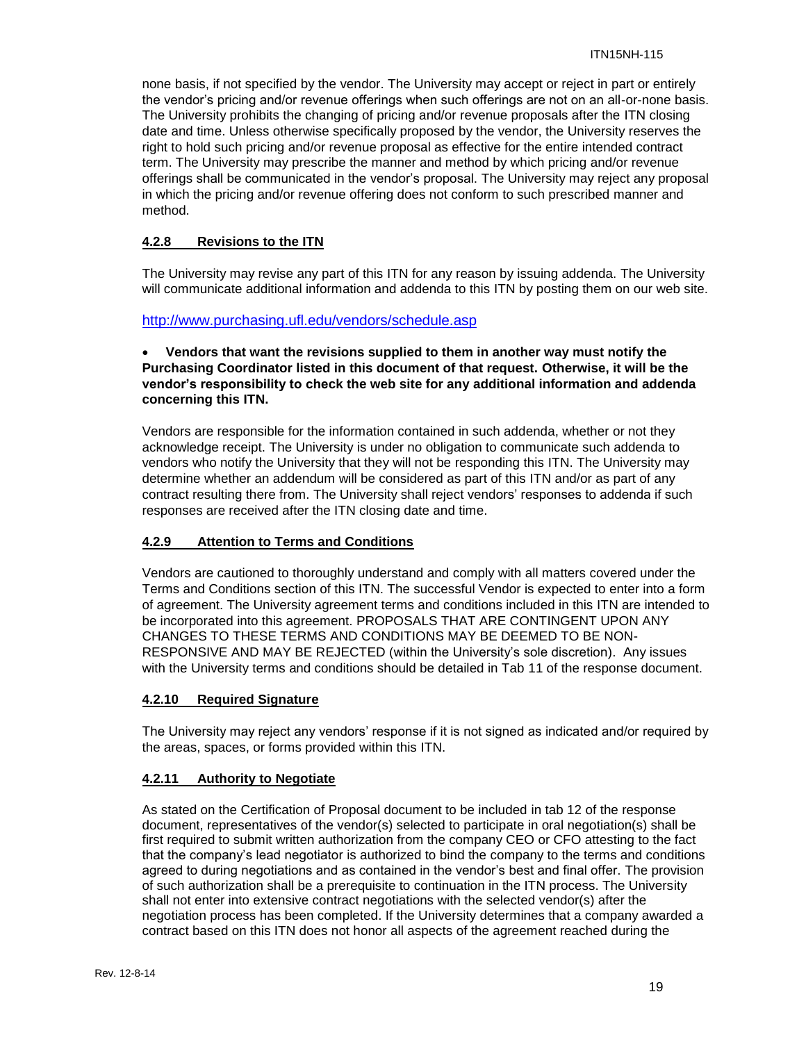none basis, if not specified by the vendor. The University may accept or reject in part or entirely the vendor's pricing and/or revenue offerings when such offerings are not on an all-or-none basis. The University prohibits the changing of pricing and/or revenue proposals after the ITN closing date and time. Unless otherwise specifically proposed by the vendor, the University reserves the right to hold such pricing and/or revenue proposal as effective for the entire intended contract term. The University may prescribe the manner and method by which pricing and/or revenue offerings shall be communicated in the vendor's proposal. The University may reject any proposal in which the pricing and/or revenue offering does not conform to such prescribed manner and method.

### 4.2.8 Revisions to the ITN

The University may revise any part of this ITN for any reason by issuing addenda. The University will communicate additional information and addenda to this ITN by posting them on our web site.

http://www.purchasing.ufl.edu/vendors/schedule.asp

- **Vendors that want the revisions supplied to them in another way must notify the Purchasing Coordinator listed in this document of that request. Otherwise, it will be the vendor's responsibility to check the web site for any additional information and addenda concerning this ITN.**

Vendors are responsible for the information contained in such addenda, whether or not they acknowledge receipt. The University is under no obligation to communicate such addenda to vendors who notify the University that they will not be responding this ITN. The University may determine whether an addendum will be considered as part of this ITN and/or as part of any contract resulting there from. The University shall reject vendors' responses to addenda if such responses are received after the ITN closing date and time.

### 4.2.9 Attention to Terms and Conditions

Vendors are cautioned to thoroughly understand and comply with all matters covered under the Terms and Conditions section of this ITN. The successful Vendor is expected to enter into a form of agreement. The University agreement terms and conditions included in this ITN are intended to be incorporated into this agreement. PROPOSALS THAT ARE CONTINGENT UPON ANY CHANGES TO THESE TERMS AND CONDITIONS MAY BE DEEMED TO BE NON-RESPONSIVE AND MAY BE REJECTED (within the University's sole discretion). Any issues with the University terms and conditions should be detailed in Tab 11 of the response document.

### 4.2.10 Required Signature

The University may reject any vendors' response if it is not signed as indicated and/or required by the areas, spaces, or forms provided within this ITN.

### 4.2.11 Authority to Negotiate

As stated on the Certification of Proposal document to be included in tab 12 of the response document, representatives of the vendor(s) selected to participate in oral negotiation(s) shall be first required to submit written authorization from the company CEO or CFO attesting to the fact that the company's lead negotiator is authorized to bind the company to the terms and conditions agreed to during negotiations and as contained in the vendor's best and final offer. The provision of such authorization shall be a prerequisite to continuation in the ITN process. The University shall not enter into extensive contract negotiations with the selected vendor(s) after the negotiation process has been completed. If the University determines that a company awarded a contract based on this ITN does not honor all aspects of the agreement reached during the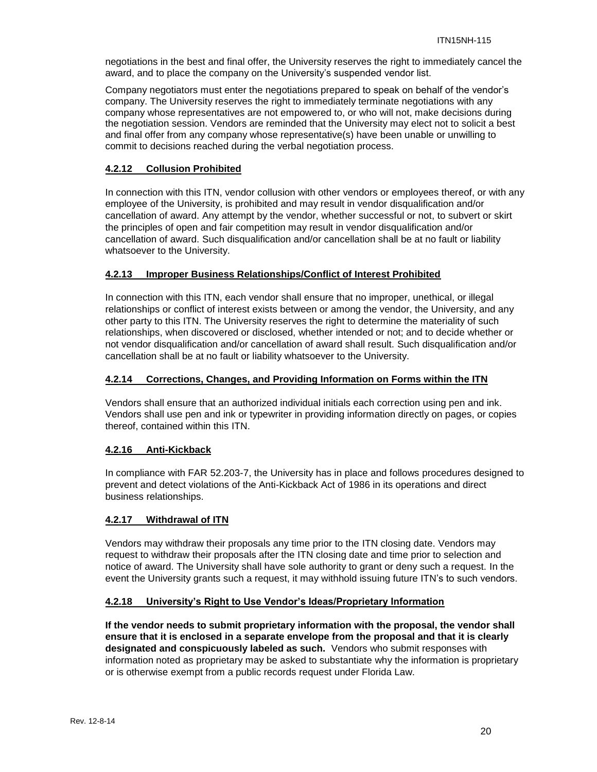negotiations in the best and final offer, the University reserves the right to immediately cancel the award, and to place the company on the University's suspended vendor list.

Company negotiators must enter the negotiations prepared to speak on behalf of the vendor's company. The University reserves the right to immediately terminate negotiations with any company whose representatives are not empowered to, or who will not, make decisions during the negotiation session. Vendors are reminded that the University may elect not to solicit a best and final offer from any company whose representative(s) have been unable or unwilling to commit to decisions reached during the verbal negotiation process.

#### 4.2.12 Collusion Prohibited

In connection with this ITN, vendor collusion with other vendors or employees thereof, or with any employee of the University, is prohibited and may result in vendor disqualification and/or cancellation of award. Any attempt by the vendor, whether successful or not, to subvert or skirt the principles of open and fair competition may result in vendor disqualification and/or cancellation of award. Such disqualification and/or cancellation shall be at no fault or liability whatsoever to the University.

#### 4.2.13 Improper Business Relationships/Conflict of Interest Prohibited

In connection with this ITN, each vendor shall ensure that no improper, unethical, or illegal relationships or conflict of interest exists between or among the vendor, the University, and any other party to this ITN. The University reserves the right to determine the materiality of such relationships, when discovered or disclosed, whether intended or not; and to decide whether or not vendor disqualification and/or cancellation of award shall result. Such disqualification and/or cancellation shall be at no fault or liability whatsoever to the University.

#### 4.2.14 Corrections, Changes, and Providing Information on Forms within the ITN

Vendors shall ensure that an authorized individual initials each correction using pen and ink. Vendors shall use pen and ink or typewriter in providing information directly on pages, or copies thereof, contained within this ITN.

#### 4.2.16 Anti-Kickback

In compliance with FAR 52.203-7, the University has in place and follows procedures designed to prevent and detect violations of the Anti-Kickback Act of 1986 in its operations and direct business relationships.

#### 4.2.17 Withdrawal of ITN

Vendors may withdraw their proposals any time prior to the ITN closing date. Vendors may request to withdraw their proposals after the ITN closing date and time prior to selection and notice of award. The University shall have sole authority to grant or deny such a request. In the event the University grants such a request, it may withhold issuing future ITN's to such vendors.

#### 4.2.18 University's Right to Use Vendor's Ideas/Proprietary Information

**If the vendor needs to submit proprietary information with the proposal, the vendor shall ensure that it is enclosed in a separate envelope from the proposal and that it is clearly designated and conspicuously labeled as such.** Vendors who submit responses with information noted as proprietary may be asked to substantiate why the information is proprietary or is otherwise exempt from a public records request under Florida Law.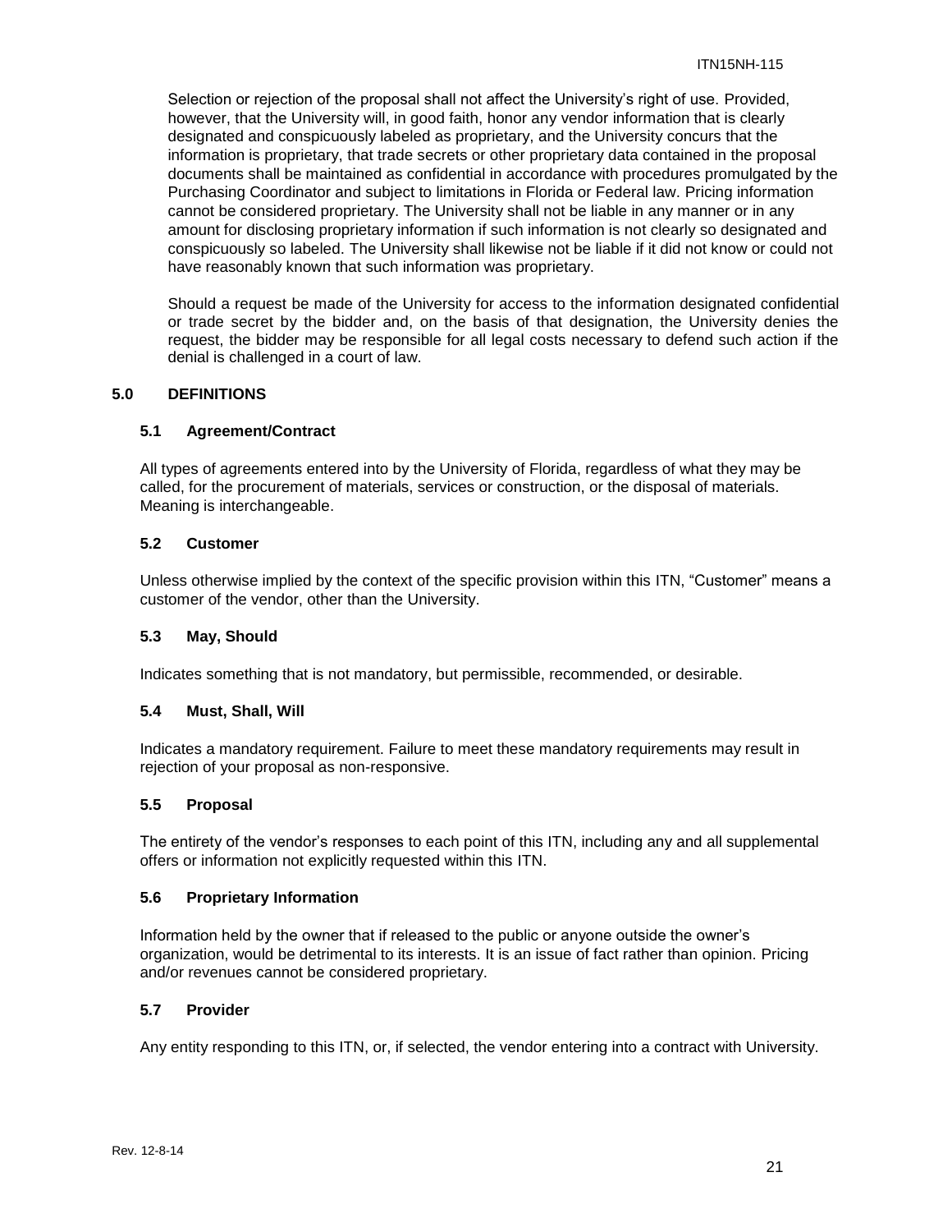Selection or rejection of the proposal shall not affect the University's right of use. Provided, however, that the University will, in good faith, honor any vendor information that is clearly designated and conspicuously labeled as proprietary, and the University concurs that the information is proprietary, that trade secrets or other proprietary data contained in the proposal documents shall be maintained as confidential in accordance with procedures promulgated by the Purchasing Coordinator and subject to limitations in Florida or Federal law. Pricing information cannot be considered proprietary. The University shall not be liable in any manner or in any amount for disclosing proprietary information if such information is not clearly so designated and conspicuously so labeled. The University shall likewise not be liable if it did not know or could not have reasonably known that such information was proprietary.

Should a request be made of the University for access to the information designated confidential or trade secret by the bidder and, on the basis of that designation, the University denies the request, the bidder may be responsible for all legal costs necessary to defend such action if the denial is challenged in a court of law.

## 5.0 DEFINITIONS

### 5.1 Agreement/Contract

All types of agreements entered into by the University of Florida, regardless of what they may be called, for the procurement of materials, services or construction, or the disposal of materials. Meaning is interchangeable.

### 5.2 Customer

Unless otherwise implied by the context of the specific provision within this ITN, "Customer" means a customer of the vendor, other than the University.

### 5.3 May, Should

Indicates something that is not mandatory, but permissible, recommended, or desirable.

### 5.4 Must, Shall, Will

Indicates a mandatory requirement. Failure to meet these mandatory requirements may result in rejection of your proposal as non-responsive.

### 5.5 Proposal

The entirety of the vendor's responses to each point of this ITN, including any and all supplemental offers or information not explicitly requested within this ITN.

### 5.6 Proprietary Information

Information held by the owner that if released to the public or anyone outside the owner's organization, would be detrimental to its interests. It is an issue of fact rather than opinion. Pricing and/or revenues cannot be considered proprietary.

### 5.7 Provider

Any entity responding to this ITN, or, if selected, the vendor entering into a contract with University.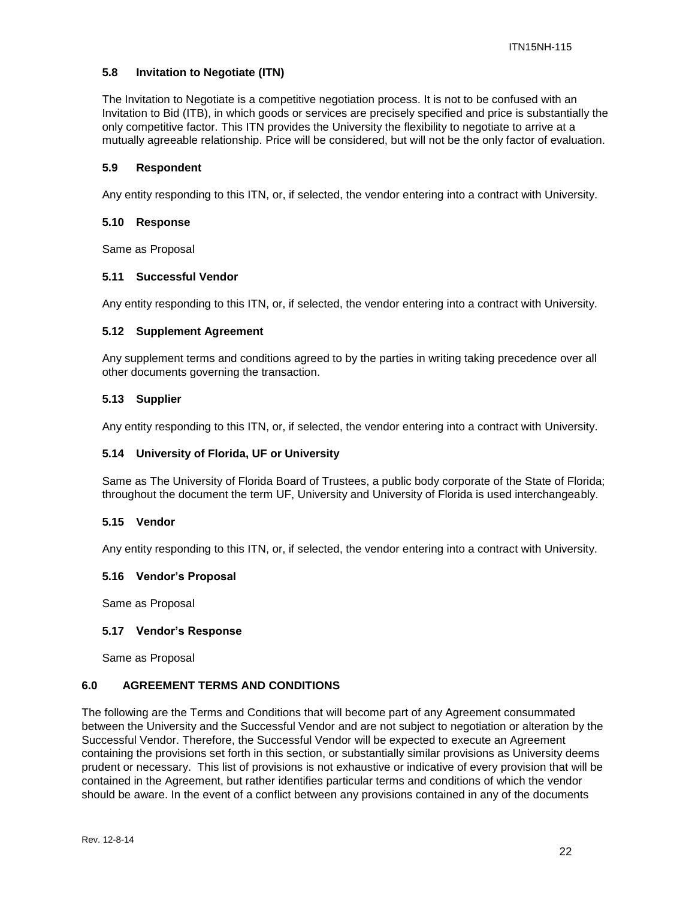### 5.8 Invitation to Negotiate (ITN)

The Invitation to Negotiate is a competitive negotiation process. It is not to be confused with an Invitation to Bid (ITB), in which goods or services are precisely specified and price is substantially the only competitive factor. This ITN provides the University the flexibility to negotiate to arrive at a mutually agreeable relationship. Price will be considered, but will not be the only factor of evaluation.

### 5.9 Respondent

Any entity responding to this ITN, or, if selected, the vendor entering into a contract with University.

### 5.10 Response

Same as Proposal

### 5.11 Successful Vendor

Any entity responding to this ITN, or, if selected, the vendor entering into a contract with University.

### 5.12 Supplement Agreement

Any supplement terms and conditions agreed to by the parties in writing taking precedence over all other documents governing the transaction.

### 5.13 Supplier

Any entity responding to this ITN, or, if selected, the vendor entering into a contract with University.

### 5.14 University of Florida, UF or University

Same as The University of Florida Board of Trustees, a public body corporate of the State of Florida; throughout the document the term UF, University and University of Florida is used interchangeably.

### 5.15 Vendor

Any entity responding to this ITN, or, if selected, the vendor entering into a contract with University.

### 5.16 Vendor's Proposal

Same as Proposal

### 5.17 Vendor's Response

Same as Proposal

## 6.0 AGREEMENT TERMS AND CONDITIONS

The following are the Terms and Conditions that will become part of any Agreement consummated between the University and the Successful Vendor and are not subject to negotiation or alteration by the Successful Vendor. Therefore, the Successful Vendor will be expected to execute an Agreement containing the provisions set forth in this section, or substantially similar provisions as University deems prudent or necessary. This list of provisions is not exhaustive or indicative of every provision that will be contained in the Agreement, but rather identifies particular terms and conditions of which the vendor should be aware. In the event of a conflict between any provisions contained in any of the documents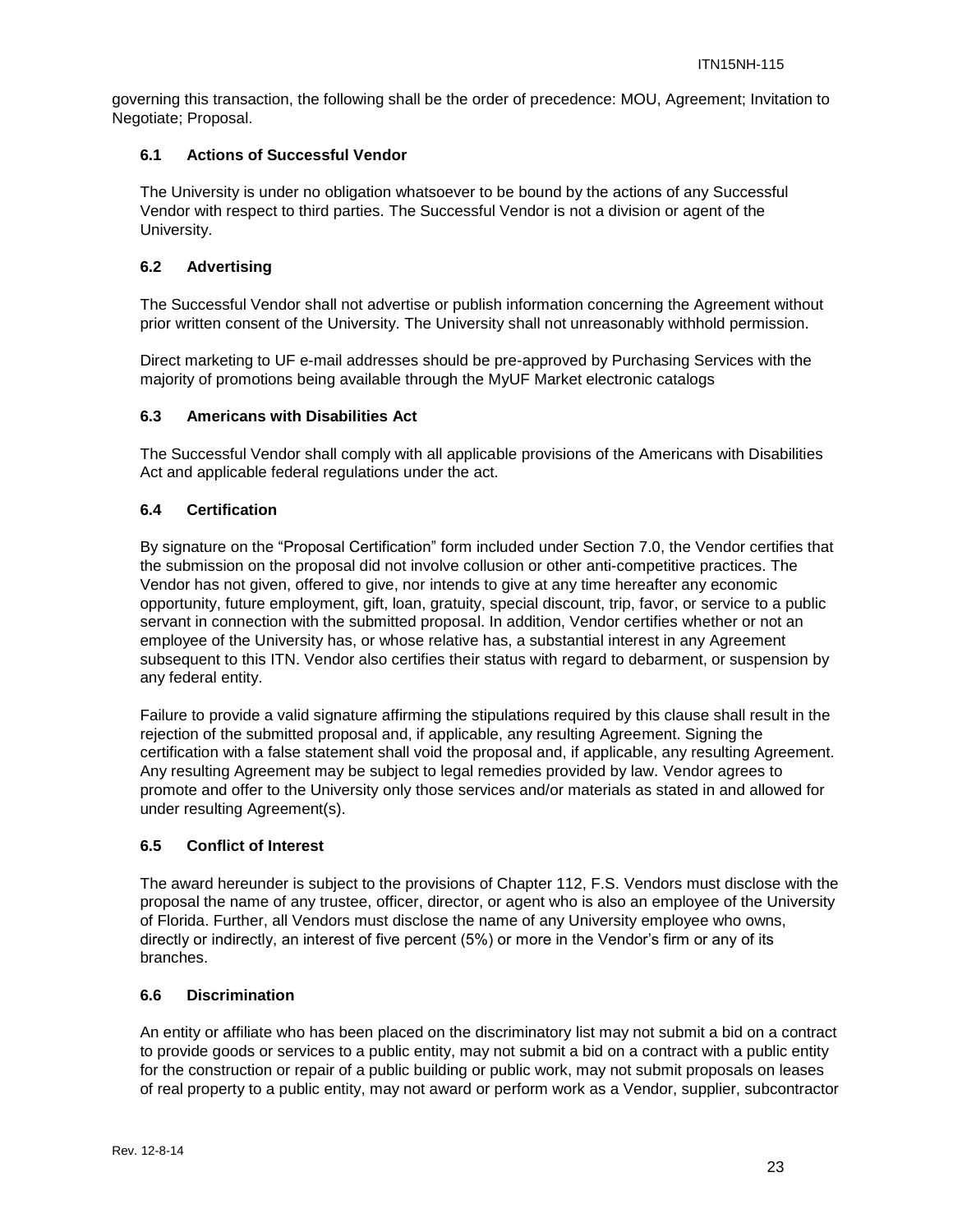governing this transaction, the following shall be the order of precedence: MOU, Agreement; Invitation to Negotiate; Proposal.

### 6.1 Actions of Successful Vendor

The University is under no obligation whatsoever to be bound by the actions of any Successful Vendor with respect to third parties. The Successful Vendor is not a division or agent of the University.

### 6.2 Advertising

The Successful Vendor shall not advertise or publish information concerning the Agreement without prior written consent of the University. The University shall not unreasonably withhold permission.

Direct marketing to UF e-mail addresses should be pre-approved by Purchasing Services with the majority of promotions being available through the MyUF Market electronic catalogs

### 6.3 Americans with Disabilities Act

The Successful Vendor shall comply with all applicable provisions of the Americans with Disabilities Act and applicable federal regulations under the act.

### 6.4 Certification

By signature on the "Proposal Certification" form included under Section 7.0, the Vendor certifies that the submission on the proposal did not involve collusion or other anti-competitive practices. The Vendor has not given, offered to give, nor intends to give at any time hereafter any economic opportunity, future employment, gift, loan, gratuity, special discount, trip, favor, or service to a public servant in connection with the submitted proposal. In addition, Vendor certifies whether or not an employee of the University has, or whose relative has, a substantial interest in any Agreement subsequent to this ITN. Vendor also certifies their status with regard to debarment, or suspension by any federal entity.

Failure to provide a valid signature affirming the stipulations required by this clause shall result in the rejection of the submitted proposal and, if applicable, any resulting Agreement. Signing the certification with a false statement shall void the proposal and, if applicable, any resulting Agreement. Any resulting Agreement may be subject to legal remedies provided by law. Vendor agrees to promote and offer to the University only those services and/or materials as stated in and allowed for under resulting Agreement(s).

### 6.5 Conflict of Interest

The award hereunder is subject to the provisions of Chapter 112, F.S. Vendors must disclose with the proposal the name of any trustee, officer, director, or agent who is also an employee of the University of Florida. Further, all Vendors must disclose the name of any University employee who owns, directly or indirectly, an interest of five percent (5%) or more in the Vendor's firm or any of its branches.

### 6.6 Discrimination

An entity or affiliate who has been placed on the discriminatory list may not submit a bid on a contract to provide goods or services to a public entity, may not submit a bid on a contract with a public entity for the construction or repair of a public building or public work, may not submit proposals on leases of real property to a public entity, may not award or perform work as a Vendor, supplier, subcontractor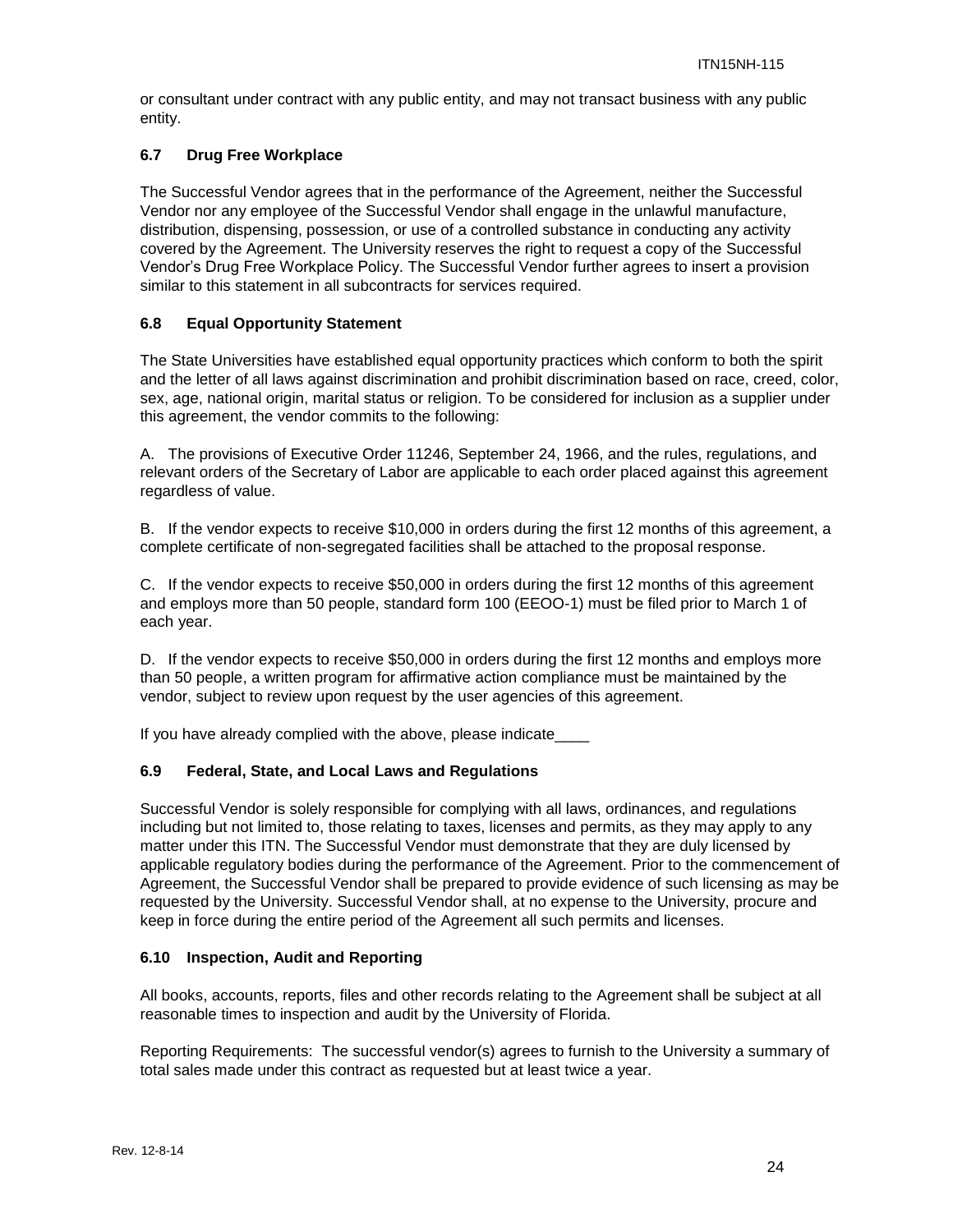or consultant under contract with any public entity, and may not transact business with any public entity.

### 6.7 Drug Free Workplace

The Successful Vendor agrees that in the performance of the Agreement, neither the Successful Vendor nor any employee of the Successful Vendor shall engage in the unlawful manufacture, distribution, dispensing, possession, or use of a controlled substance in conducting any activity covered by the Agreement. The University reserves the right to request a copy of the Successful Vendor's Drug Free Workplace Policy. The Successful Vendor further agrees to insert a provision similar to this statement in all subcontracts for services required.

### 6.8 Equal Opportunity Statement

The State Universities have established equal opportunity practices which conform to both the spirit and the letter of all laws against discrimination and prohibit discrimination based on race, creed, color, sex, age, national origin, marital status or religion. To be considered for inclusion as a supplier under this agreement, the vendor commits to the following:

A. The provisions of Executive Order 11246, September 24, 1966, and the rules, regulations, and relevant orders of the Secretary of Labor are applicable to each order placed against this agreement regardless of value.

B. If the vendor expects to receive $10,000 in orders during the first 12 months of this agreement, a complete certificate of non-segregated facilities shall be attached to the proposal response.

C. If the vendor expects to receive $50,000 in orders during the first 12 months of this agreement and employs more than 50 people, standard form 100 (EEOO-1) must be filed prior to March 1 of each year.

D. If the vendor expects to receive $50,000 in orders during the first 12 months and employs more than 50 people, a written program for affirmative action compliance must be maintained by the vendor, subject to review upon request by the user agencies of this agreement.

If you have already complied with the above, please indicate____

### 6.9 Federal, State, and Local Laws and Regulations

Successful Vendor is solely responsible for complying with all laws, ordinances, and regulations including but not limited to, those relating to taxes, licenses and permits, as they may apply to any matter under this ITN. The Successful Vendor must demonstrate that they are duly licensed by applicable regulatory bodies during the performance of the Agreement. Prior to the commencement of Agreement, the Successful Vendor shall be prepared to provide evidence of such licensing as may be requested by the University. Successful Vendor shall, at no expense to the University, procure and keep in force during the entire period of the Agreement all such permits and licenses.

### 6.10 Inspection, Audit and Reporting

All books, accounts, reports, files and other records relating to the Agreement shall be subject at all reasonable times to inspection and audit by the University of Florida.

Reporting Requirements: The successful vendor(s) agrees to furnish to the University a summary of total sales made under this contract as requested but at least twice a year.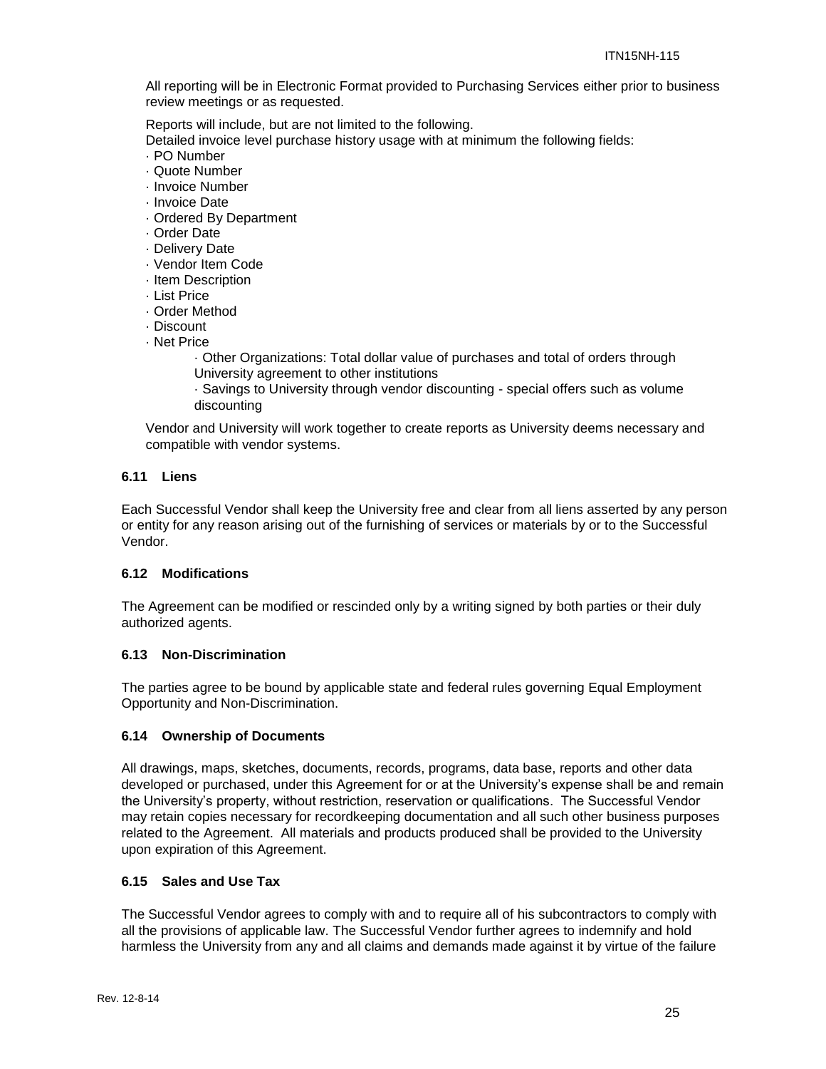All reporting will be in Electronic Format provided to Purchasing Services either prior to business review meetings or as requested.

Reports will include, but are not limited to the following.

Detailed invoice level purchase history usage with at minimum the following fields:

- PO Number
- Quote Number
- Invoice Number
- Invoice Date
- Ordered By Department
- Order Date
- Delivery Date
- Vendor Item Code
- Item Description
- List Price
- Order Method
- Discount
- Net Price
    - Other Organizations: Total dollar value of purchases and total of orders through University agreement to other institutions
    - Savings to University through vendor discounting - special offers such as volume discounting

Vendor and University will work together to create reports as University deems necessary and compatible with vendor systems.

### 6.11 Liens

Each Successful Vendor shall keep the University free and clear from all liens asserted by any person or entity for any reason arising out of the furnishing of services or materials by or to the Successful Vendor.

### 6.12 Modifications

The Agreement can be modified or rescinded only by a writing signed by both parties or their duly authorized agents.

### 6.13 Non-Discrimination

The parties agree to be bound by applicable state and federal rules governing Equal Employment Opportunity and Non-Discrimination.

### 6.14 Ownership of Documents

All drawings, maps, sketches, documents, records, programs, data base, reports and other data developed or purchased, under this Agreement for or at the University's expense shall be and remain the University's property, without restriction, reservation or qualifications. The Successful Vendor may retain copies necessary for recordkeeping documentation and all such other business purposes related to the Agreement. All materials and products produced shall be provided to the University upon expiration of this Agreement.

### 6.15 Sales and Use Tax

The Successful Vendor agrees to comply with and to require all of his subcontractors to comply with all the provisions of applicable law. The Successful Vendor further agrees to indemnify and hold harmless the University from any and all claims and demands made against it by virtue of the failure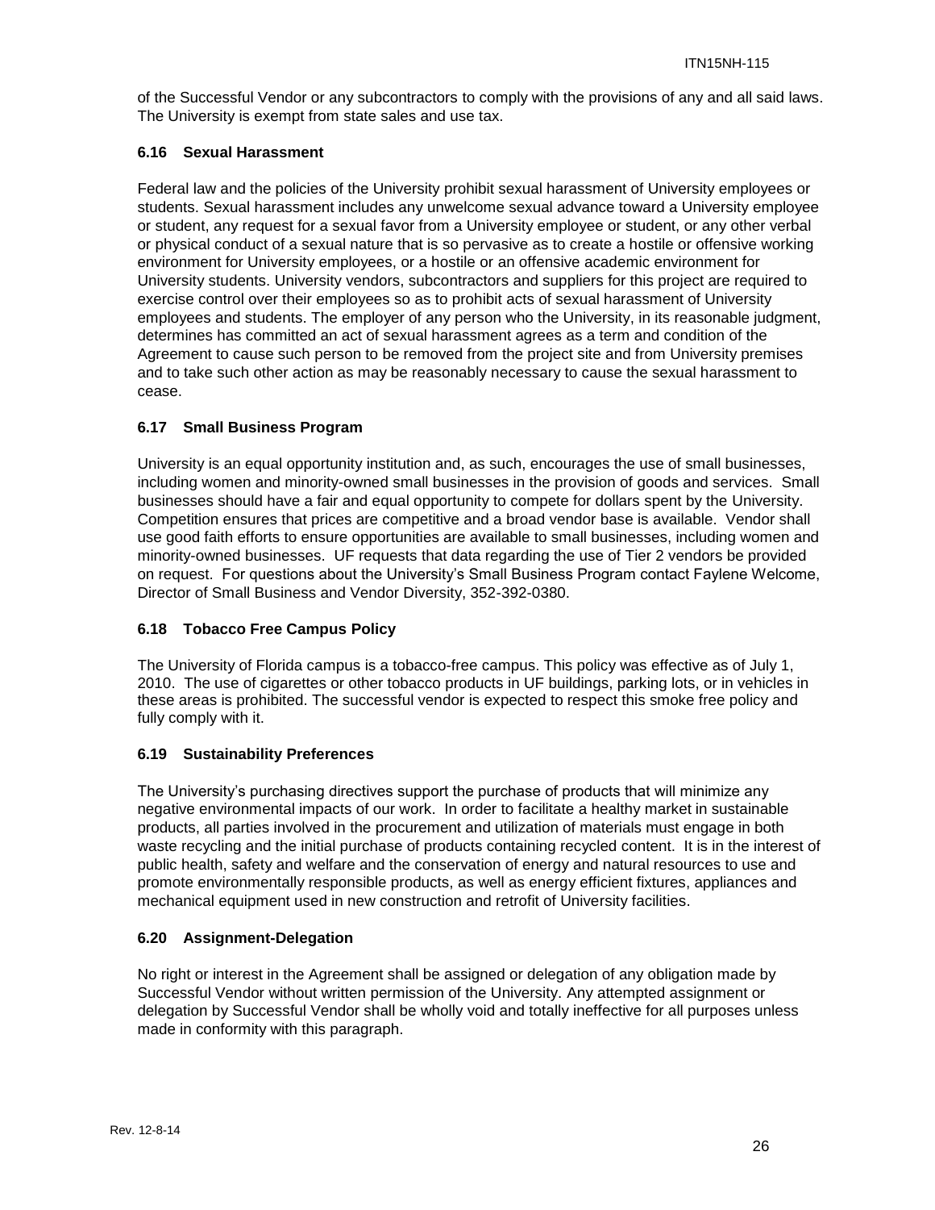of the Successful Vendor or any subcontractors to comply with the provisions of any and all said laws. The University is exempt from state sales and use tax.

### 6.16 Sexual Harassment

Federal law and the policies of the University prohibit sexual harassment of University employees or students. Sexual harassment includes any unwelcome sexual advance toward a University employee or student, any request for a sexual favor from a University employee or student, or any other verbal or physical conduct of a sexual nature that is so pervasive as to create a hostile or offensive working environment for University employees, or a hostile or an offensive academic environment for University students. University vendors, subcontractors and suppliers for this project are required to exercise control over their employees so as to prohibit acts of sexual harassment of University employees and students. The employer of any person who the University, in its reasonable judgment, determines has committed an act of sexual harassment agrees as a term and condition of the Agreement to cause such person to be removed from the project site and from University premises and to take such other action as may be reasonably necessary to cause the sexual harassment to cease.

### 6.17 Small Business Program

University is an equal opportunity institution and, as such, encourages the use of small businesses, including women and minority-owned small businesses in the provision of goods and services. Small businesses should have a fair and equal opportunity to compete for dollars spent by the University. Competition ensures that prices are competitive and a broad vendor base is available. Vendor shall use good faith efforts to ensure opportunities are available to small businesses, including women and minority-owned businesses. UF requests that data regarding the use of Tier 2 vendors be provided on request. For questions about the University's Small Business Program contact Faylene Welcome, Director of Small Business and Vendor Diversity, 352-392-0380.

### 6.18 Tobacco Free Campus Policy

The University of Florida campus is a tobacco-free campus. This policy was effective as of July 1, 2010. The use of cigarettes or other tobacco products in UF buildings, parking lots, or in vehicles in these areas is prohibited. The successful vendor is expected to respect this smoke free policy and fully comply with it.

### 6.19 Sustainability Preferences

The University's purchasing directives support the purchase of products that will minimize any negative environmental impacts of our work. In order to facilitate a healthy market in sustainable products, all parties involved in the procurement and utilization of materials must engage in both waste recycling and the initial purchase of products containing recycled content. It is in the interest of public health, safety and welfare and the conservation of energy and natural resources to use and promote environmentally responsible products, as well as energy efficient fixtures, appliances and mechanical equipment used in new construction and retrofit of University facilities.

### 6.20 Assignment-Delegation

No right or interest in the Agreement shall be assigned or delegation of any obligation made by Successful Vendor without written permission of the University. Any attempted assignment or delegation by Successful Vendor shall be wholly void and totally ineffective for all purposes unless made in conformity with this paragraph.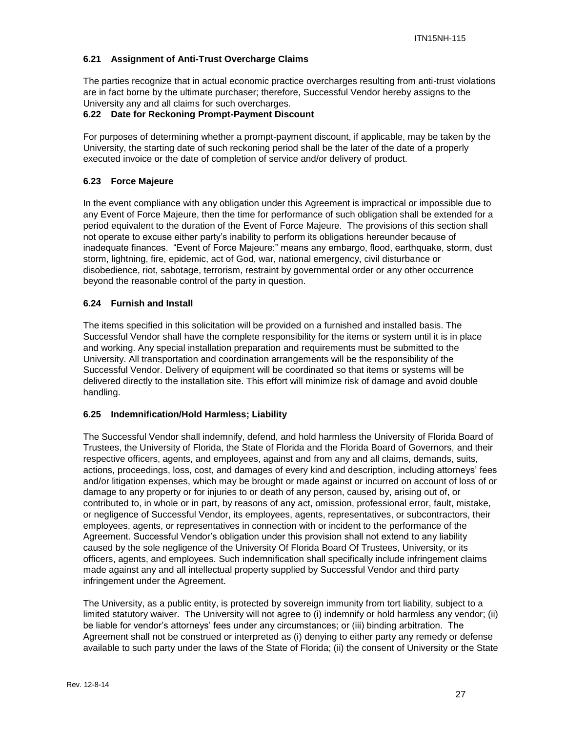### 6.21 Assignment of Anti-Trust Overcharge Claims

The parties recognize that in actual economic practice overcharges resulting from anti-trust violations are in fact borne by the ultimate purchaser; therefore, Successful Vendor hereby assigns to the University any and all claims for such overcharges.

### 6.22 Date for Reckoning Prompt-Payment Discount

For purposes of determining whether a prompt-payment discount, if applicable, may be taken by the University, the starting date of such reckoning period shall be the later of the date of a properly executed invoice or the date of completion of service and/or delivery of product.

### 6.23 Force Majeure

In the event compliance with any obligation under this Agreement is impractical or impossible due to any Event of Force Majeure, then the time for performance of such obligation shall be extended for a period equivalent to the duration of the Event of Force Majeure. The provisions of this section shall not operate to excuse either party's inability to perform its obligations hereunder because of inadequate finances. "Event of Force Majeure:" means any embargo, flood, earthquake, storm, dust storm, lightning, fire, epidemic, act of God, war, national emergency, civil disturbance or disobedience, riot, sabotage, terrorism, restraint by governmental order or any other occurrence beyond the reasonable control of the party in question.

### 6.24 Furnish and Install

The items specified in this solicitation will be provided on a furnished and installed basis. The Successful Vendor shall have the complete responsibility for the items or system until it is in place and working. Any special installation preparation and requirements must be submitted to the University. All transportation and coordination arrangements will be the responsibility of the Successful Vendor. Delivery of equipment will be coordinated so that items or systems will be delivered directly to the installation site. This effort will minimize risk of damage and avoid double handling.

### 6.25 Indemnification/Hold Harmless; Liability

The Successful Vendor shall indemnify, defend, and hold harmless the University of Florida Board of Trustees, the University of Florida, the State of Florida and the Florida Board of Governors, and their respective officers, agents, and employees, against and from any and all claims, demands, suits, actions, proceedings, loss, cost, and damages of every kind and description, including attorneys' fees and/or litigation expenses, which may be brought or made against or incurred on account of loss of or damage to any property or for injuries to or death of any person, caused by, arising out of, or contributed to, in whole or in part, by reasons of any act, omission, professional error, fault, mistake, or negligence of Successful Vendor, its employees, agents, representatives, or subcontractors, their employees, agents, or representatives in connection with or incident to the performance of the Agreement. Successful Vendor's obligation under this provision shall not extend to any liability caused by the sole negligence of the University Of Florida Board Of Trustees, University, or its officers, agents, and employees. Such indemnification shall specifically include infringement claims made against any and all intellectual property supplied by Successful Vendor and third party infringement under the Agreement.

The University, as a public entity, is protected by sovereign immunity from tort liability, subject to a limited statutory waiver. The University will not agree to (i) indemnify or hold harmless any vendor; (ii) be liable for vendor's attorneys' fees under any circumstances; or (iii) binding arbitration. The Agreement shall not be construed or interpreted as (i) denying to either party any remedy or defense available to such party under the laws of the State of Florida; (ii) the consent of University or the State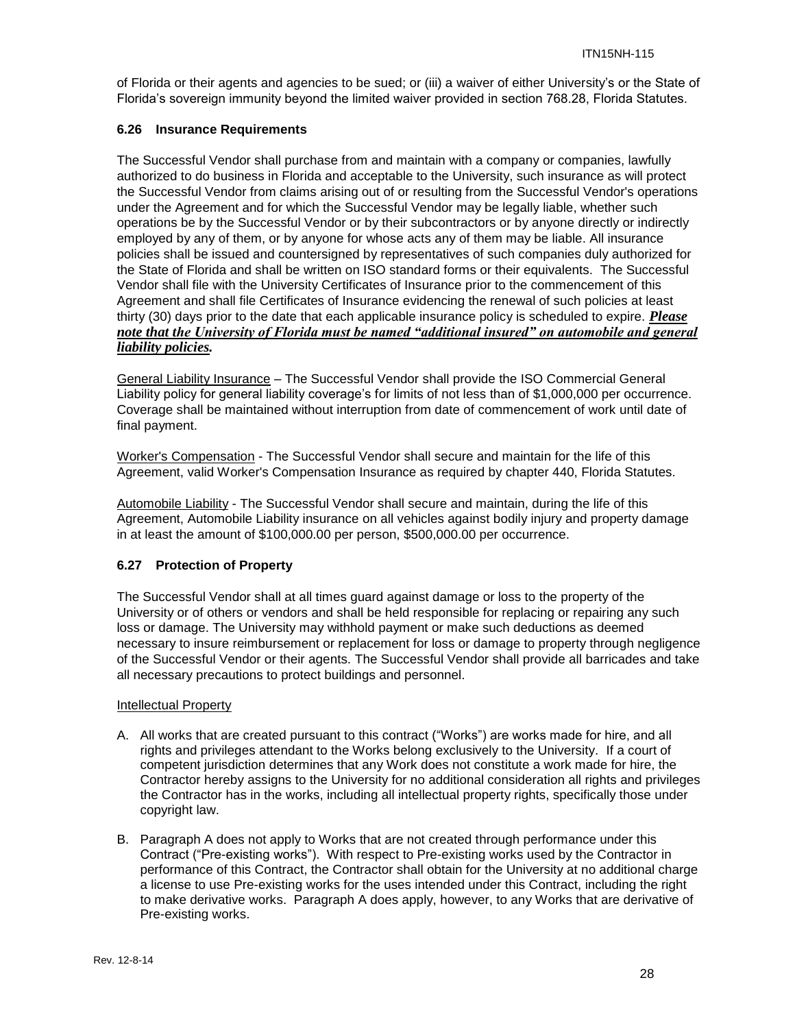of Florida or their agents and agencies to be sued; or (iii) a waiver of either University's or the State of Florida's sovereign immunity beyond the limited waiver provided in section 768.28, Florida Statutes.

### 6.26 Insurance Requirements

The Successful Vendor shall purchase from and maintain with a company or companies, lawfully authorized to do business in Florida and acceptable to the University, such insurance as will protect the Successful Vendor from claims arising out of or resulting from the Successful Vendor's operations under the Agreement and for which the Successful Vendor may be legally liable, whether such operations be by the Successful Vendor or by their subcontractors or by anyone directly or indirectly employed by any of them, or by anyone for whose acts any of them may be liable. All insurance policies shall be issued and countersigned by representatives of such companies duly authorized for the State of Florida and shall be written on ISO standard forms or their equivalents. The Successful Vendor shall file with the University Certificates of Insurance prior to the commencement of this Agreement and shall file Certificates of Insurance evidencing the renewal of such policies at least thirty (30) days prior to the date that each applicable insurance policy is scheduled to expire. ***Please note that the University of Florida must be named "additional insured" on automobile and general liability policies.***

General Liability Insurance – The Successful Vendor shall provide the ISO Commercial General Liability policy for general liability coverage's for limits of not less than of $1,000,000 per occurrence. Coverage shall be maintained without interruption from date of commencement of work until date of final payment.

Worker's Compensation - The Successful Vendor shall secure and maintain for the life of this Agreement, valid Worker's Compensation Insurance as required by chapter 440, Florida Statutes.

Automobile Liability - The Successful Vendor shall secure and maintain, during the life of this Agreement, Automobile Liability insurance on all vehicles against bodily injury and property damage in at least the amount of $100,000.00 per person, $500,000.00 per occurrence.

### 6.27 Protection of Property

The Successful Vendor shall at all times guard against damage or loss to the property of the University or of others or vendors and shall be held responsible for replacing or repairing any such loss or damage. The University may withhold payment or make such deductions as deemed necessary to insure reimbursement or replacement for loss or damage to property through negligence of the Successful Vendor or their agents. The Successful Vendor shall provide all barricades and take all necessary precautions to protect buildings and personnel.

Intellectual Property

A. All works that are created pursuant to this contract ("Works") are works made for hire, and all rights and privileges attendant to the Works belong exclusively to the University. If a court of competent jurisdiction determines that any Work does not constitute a work made for hire, the Contractor hereby assigns to the University for no additional consideration all rights and privileges the Contractor has in the works, including all intellectual property rights, specifically those under copyright law.

B. Paragraph A does not apply to Works that are not created through performance under this Contract ("Pre-existing works"). With respect to Pre-existing works used by the Contractor in performance of this Contract, the Contractor shall obtain for the University at no additional charge a license to use Pre-existing works for the uses intended under this Contract, including the right to make derivative works. Paragraph A does apply, however, to any Works that are derivative of Pre-existing works.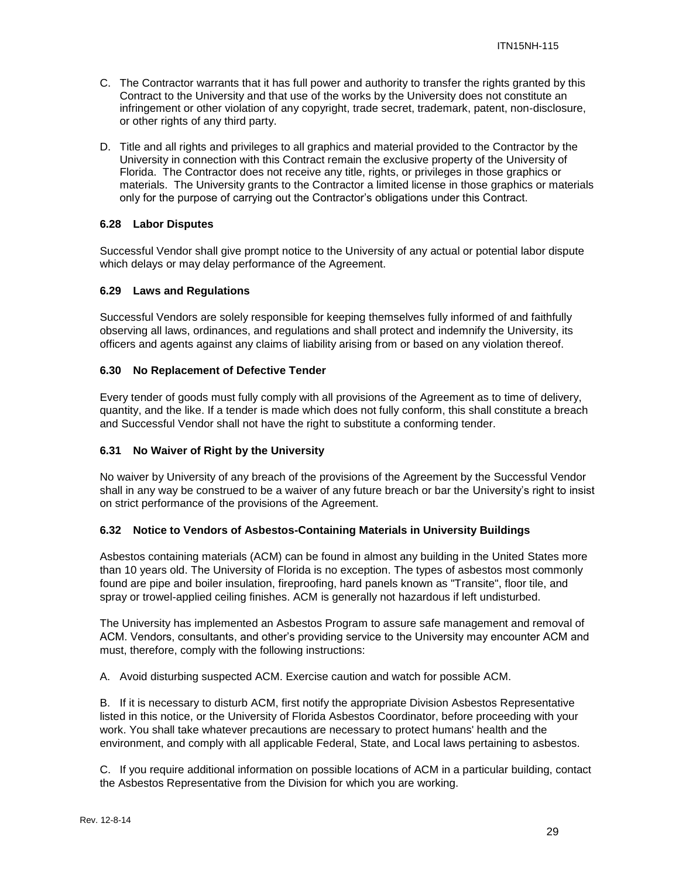C. The Contractor warrants that it has full power and authority to transfer the rights granted by this Contract to the University and that use of the works by the University does not constitute an infringement or other violation of any copyright, trade secret, trademark, patent, non-disclosure, or other rights of any third party.

D. Title and all rights and privileges to all graphics and material provided to the Contractor by the University in connection with this Contract remain the exclusive property of the University of Florida. The Contractor does not receive any title, rights, or privileges in those graphics or materials. The University grants to the Contractor a limited license in those graphics or materials only for the purpose of carrying out the Contractor's obligations under this Contract.

### 6.28 Labor Disputes

Successful Vendor shall give prompt notice to the University of any actual or potential labor dispute which delays or may delay performance of the Agreement.

### 6.29 Laws and Regulations

Successful Vendors are solely responsible for keeping themselves fully informed of and faithfully observing all laws, ordinances, and regulations and shall protect and indemnify the University, its officers and agents against any claims of liability arising from or based on any violation thereof.

### 6.30 No Replacement of Defective Tender

Every tender of goods must fully comply with all provisions of the Agreement as to time of delivery, quantity, and the like. If a tender is made which does not fully conform, this shall constitute a breach and Successful Vendor shall not have the right to substitute a conforming tender.

### 6.31 No Waiver of Right by the University

No waiver by University of any breach of the provisions of the Agreement by the Successful Vendor shall in any way be construed to be a waiver of any future breach or bar the University's right to insist on strict performance of the provisions of the Agreement.

### 6.32 Notice to Vendors of Asbestos-Containing Materials in University Buildings

Asbestos containing materials (ACM) can be found in almost any building in the United States more than 10 years old. The University of Florida is no exception. The types of asbestos most commonly found are pipe and boiler insulation, fireproofing, hard panels known as "Transite", floor tile, and spray or trowel-applied ceiling finishes. ACM is generally not hazardous if left undisturbed.

The University has implemented an Asbestos Program to assure safe management and removal of ACM. Vendors, consultants, and other's providing service to the University may encounter ACM and must, therefore, comply with the following instructions:

A. Avoid disturbing suspected ACM. Exercise caution and watch for possible ACM.

B. If it is necessary to disturb ACM, first notify the appropriate Division Asbestos Representative listed in this notice, or the University of Florida Asbestos Coordinator, before proceeding with your work. You shall take whatever precautions are necessary to protect humans' health and the environment, and comply with all applicable Federal, State, and Local laws pertaining to asbestos.

C. If you require additional information on possible locations of ACM in a particular building, contact the Asbestos Representative from the Division for which you are working.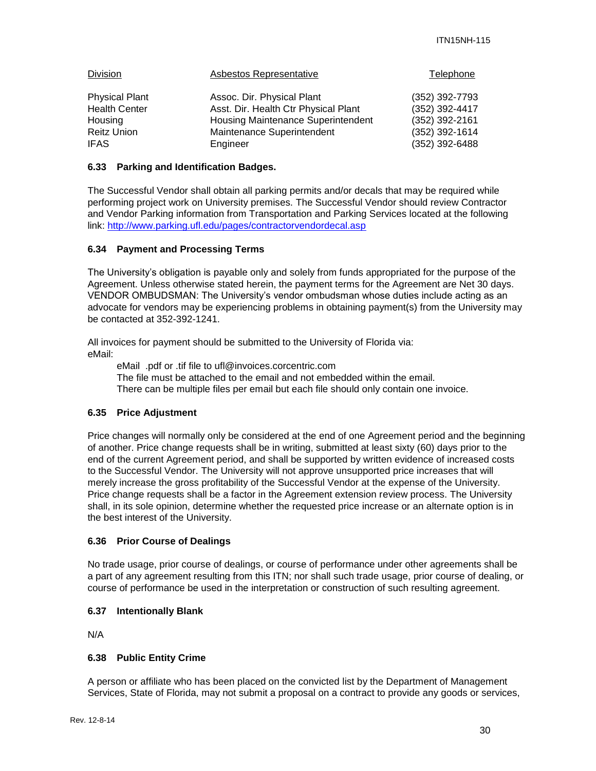| Division | Asbestos Representative | Telephone |
|---|---|---|
| Physical Plant | Assoc. Dir. Physical Plant | (352) 392-7793 |
| Health Center | Asst. Dir. Health Ctr Physical Plant | (352) 392-4417 |
| Housing | Housing Maintenance Superintendent | (352) 392-2161 |
| Reitz Union | Maintenance Superintendent | (352) 392-1614 |
| IFAS | Engineer | (352) 392-6488 |

### 6.33 Parking and Identification Badges.

The Successful Vendor shall obtain all parking permits and/or decals that may be required while performing project work on University premises. The Successful Vendor should review Contractor and Vendor Parking information from Transportation and Parking Services located at the following link: http://www.parking.ufl.edu/pages/contractorvendordecal.asp

### 6.34 Payment and Processing Terms

The University's obligation is payable only and solely from funds appropriated for the purpose of the Agreement. Unless otherwise stated herein, the payment terms for the Agreement are Net 30 days. VENDOR OMBUDSMAN: The University's vendor ombudsman whose duties include acting as an advocate for vendors may be experiencing problems in obtaining payment(s) from the University may be contacted at 352-392-1241.

All invoices for payment should be submitted to the University of Florida via:
eMail:

> eMail .pdf or .tif file to ufl@invoices.corcentric.com
> The file must be attached to the email and not embedded within the email.
> There can be multiple files per email but each file should only contain one invoice.

### 6.35 Price Adjustment

Price changes will normally only be considered at the end of one Agreement period and the beginning of another. Price change requests shall be in writing, submitted at least sixty (60) days prior to the end of the current Agreement period, and shall be supported by written evidence of increased costs to the Successful Vendor. The University will not approve unsupported price increases that will merely increase the gross profitability of the Successful Vendor at the expense of the University. Price change requests shall be a factor in the Agreement extension review process. The University shall, in its sole opinion, determine whether the requested price increase or an alternate option is in the best interest of the University.

### 6.36 Prior Course of Dealings

No trade usage, prior course of dealings, or course of performance under other agreements shall be a part of any agreement resulting from this ITN; nor shall such trade usage, prior course of dealing, or course of performance be used in the interpretation or construction of such resulting agreement.

### 6.37 Intentionally Blank

N/A

### 6.38 Public Entity Crime

A person or affiliate who has been placed on the convicted list by the Department of Management Services, State of Florida, may not submit a proposal on a contract to provide any goods or services,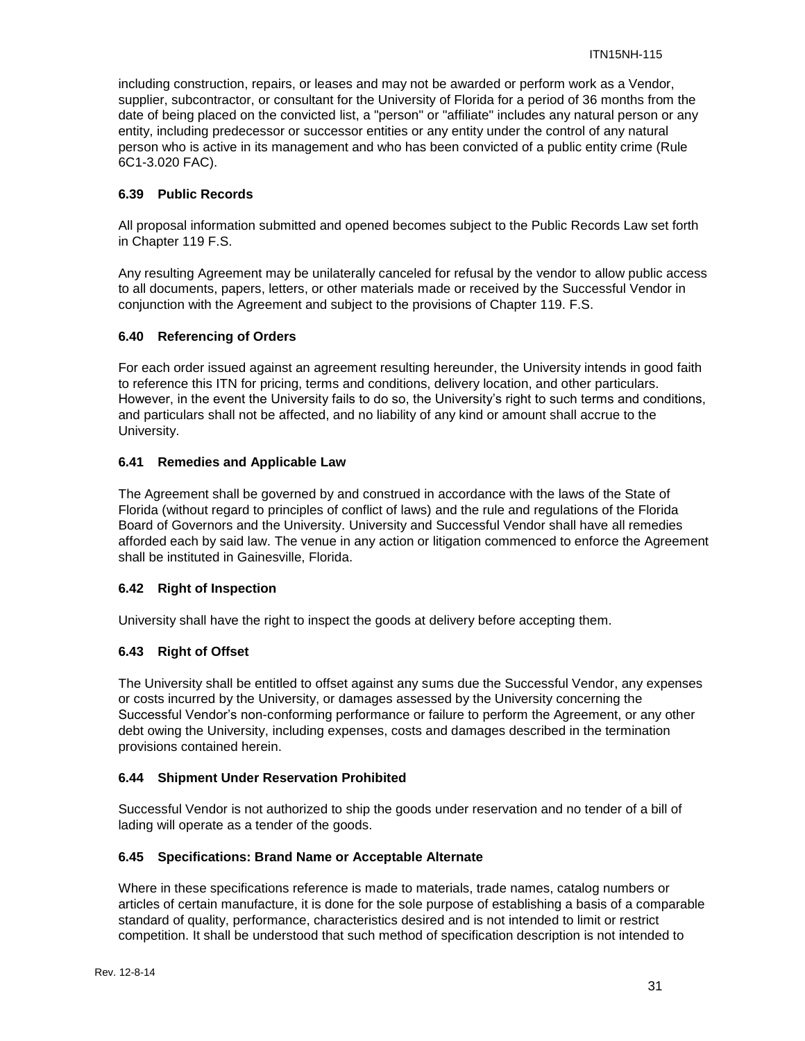including construction, repairs, or leases and may not be awarded or perform work as a Vendor, supplier, subcontractor, or consultant for the University of Florida for a period of 36 months from the date of being placed on the convicted list, a "person" or "affiliate" includes any natural person or any entity, including predecessor or successor entities or any entity under the control of any natural person who is active in its management and who has been convicted of a public entity crime (Rule 6C1-3.020 FAC).

### 6.39 Public Records

All proposal information submitted and opened becomes subject to the Public Records Law set forth in Chapter 119 F.S.

Any resulting Agreement may be unilaterally canceled for refusal by the vendor to allow public access to all documents, papers, letters, or other materials made or received by the Successful Vendor in conjunction with the Agreement and subject to the provisions of Chapter 119. F.S.

### 6.40 Referencing of Orders

For each order issued against an agreement resulting hereunder, the University intends in good faith to reference this ITN for pricing, terms and conditions, delivery location, and other particulars. However, in the event the University fails to do so, the University's right to such terms and conditions, and particulars shall not be affected, and no liability of any kind or amount shall accrue to the University.

### 6.41 Remedies and Applicable Law

The Agreement shall be governed by and construed in accordance with the laws of the State of Florida (without regard to principles of conflict of laws) and the rule and regulations of the Florida Board of Governors and the University. University and Successful Vendor shall have all remedies afforded each by said law. The venue in any action or litigation commenced to enforce the Agreement shall be instituted in Gainesville, Florida.

### 6.42 Right of Inspection

University shall have the right to inspect the goods at delivery before accepting them.

### 6.43 Right of Offset

The University shall be entitled to offset against any sums due the Successful Vendor, any expenses or costs incurred by the University, or damages assessed by the University concerning the Successful Vendor's non-conforming performance or failure to perform the Agreement, or any other debt owing the University, including expenses, costs and damages described in the termination provisions contained herein.

### 6.44 Shipment Under Reservation Prohibited

Successful Vendor is not authorized to ship the goods under reservation and no tender of a bill of lading will operate as a tender of the goods.

### 6.45 Specifications: Brand Name or Acceptable Alternate

Where in these specifications reference is made to materials, trade names, catalog numbers or articles of certain manufacture, it is done for the sole purpose of establishing a basis of a comparable standard of quality, performance, characteristics desired and is not intended to limit or restrict competition. It shall be understood that such method of specification description is not intended to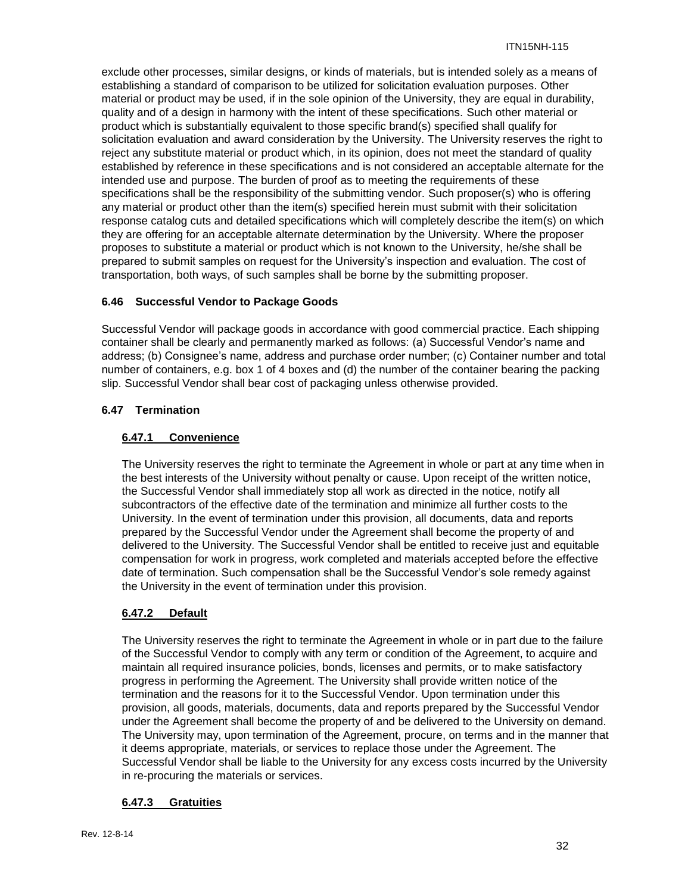exclude other processes, similar designs, or kinds of materials, but is intended solely as a means of establishing a standard of comparison to be utilized for solicitation evaluation purposes. Other material or product may be used, if in the sole opinion of the University, they are equal in durability, quality and of a design in harmony with the intent of these specifications. Such other material or product which is substantially equivalent to those specific brand(s) specified shall qualify for solicitation evaluation and award consideration by the University. The University reserves the right to reject any substitute material or product which, in its opinion, does not meet the standard of quality established by reference in these specifications and is not considered an acceptable alternate for the intended use and purpose. The burden of proof as to meeting the requirements of these specifications shall be the responsibility of the submitting vendor. Such proposer(s) who is offering any material or product other than the item(s) specified herein must submit with their solicitation response catalog cuts and detailed specifications which will completely describe the item(s) on which they are offering for an acceptable alternate determination by the University. Where the proposer proposes to substitute a material or product which is not known to the University, he/she shall be prepared to submit samples on request for the University's inspection and evaluation. The cost of transportation, both ways, of such samples shall be borne by the submitting proposer.

### 6.46 Successful Vendor to Package Goods

Successful Vendor will package goods in accordance with good commercial practice. Each shipping container shall be clearly and permanently marked as follows: (a) Successful Vendor's name and address; (b) Consignee's name, address and purchase order number; (c) Container number and total number of containers, e.g. box 1 of 4 boxes and (d) the number of the container bearing the packing slip. Successful Vendor shall bear cost of packaging unless otherwise provided.

### 6.47 Termination

#### 6.47.1 Convenience

The University reserves the right to terminate the Agreement in whole or part at any time when in the best interests of the University without penalty or cause. Upon receipt of the written notice, the Successful Vendor shall immediately stop all work as directed in the notice, notify all subcontractors of the effective date of the termination and minimize all further costs to the University. In the event of termination under this provision, all documents, data and reports prepared by the Successful Vendor under the Agreement shall become the property of and delivered to the University. The Successful Vendor shall be entitled to receive just and equitable compensation for work in progress, work completed and materials accepted before the effective date of termination. Such compensation shall be the Successful Vendor's sole remedy against the University in the event of termination under this provision.

#### 6.47.2 Default

The University reserves the right to terminate the Agreement in whole or in part due to the failure of the Successful Vendor to comply with any term or condition of the Agreement, to acquire and maintain all required insurance policies, bonds, licenses and permits, or to make satisfactory progress in performing the Agreement. The University shall provide written notice of the termination and the reasons for it to the Successful Vendor. Upon termination under this provision, all goods, materials, documents, data and reports prepared by the Successful Vendor under the Agreement shall become the property of and be delivered to the University on demand. The University may, upon termination of the Agreement, procure, on terms and in the manner that it deems appropriate, materials, or services to replace those under the Agreement. The Successful Vendor shall be liable to the University for any excess costs incurred by the University in re-procuring the materials or services.

#### 6.47.3 Gratuities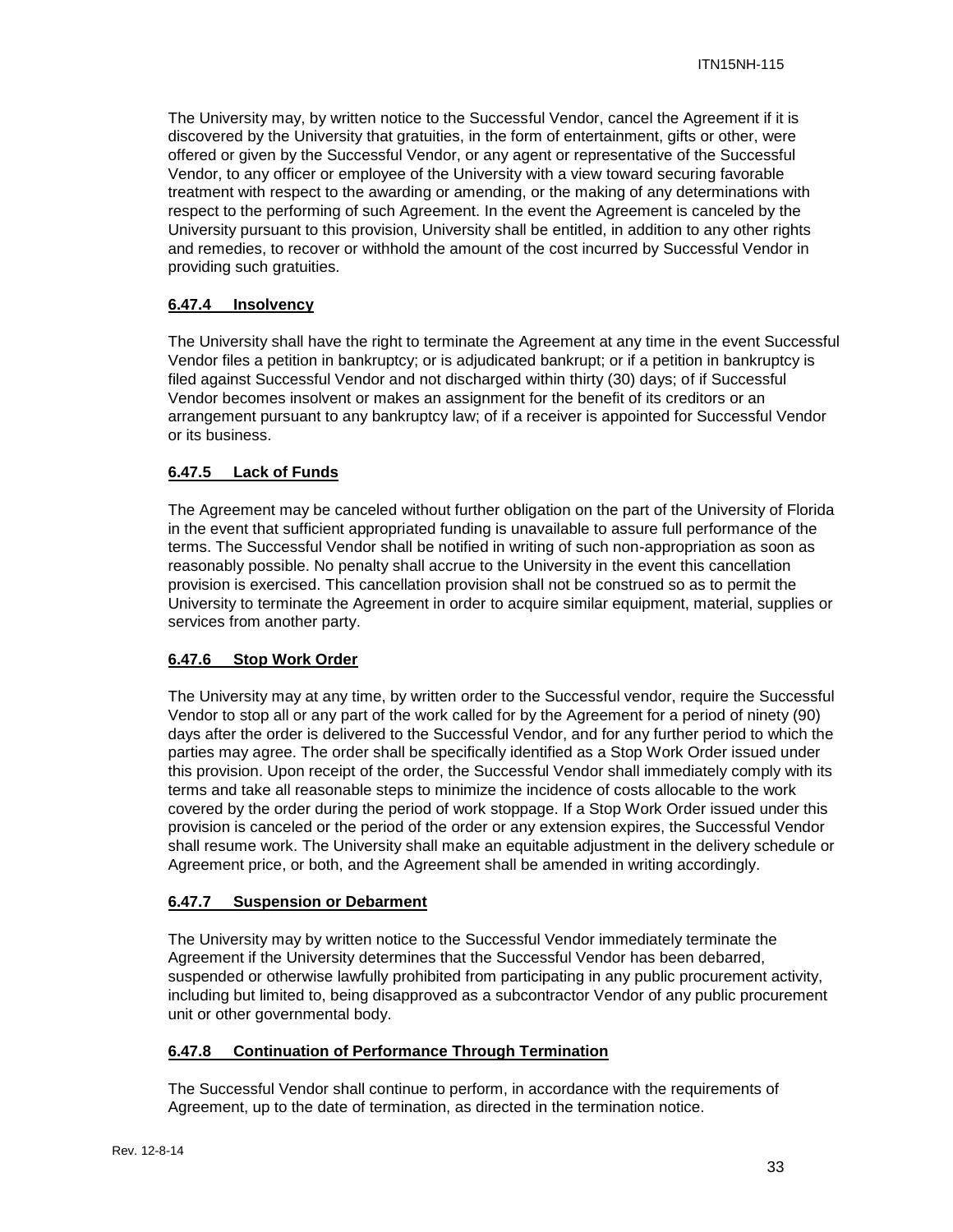The University may, by written notice to the Successful Vendor, cancel the Agreement if it is discovered by the University that gratuities, in the form of entertainment, gifts or other, were offered or given by the Successful Vendor, or any agent or representative of the Successful Vendor, to any officer or employee of the University with a view toward securing favorable treatment with respect to the awarding or amending, or the making of any determinations with respect to the performing of such Agreement. In the event the Agreement is canceled by the University pursuant to this provision, University shall be entitled, in addition to any other rights and remedies, to recover or withhold the amount of the cost incurred by Successful Vendor in providing such gratuities.

#### **6.47.4 Insolvency**

The University shall have the right to terminate the Agreement at any time in the event Successful Vendor files a petition in bankruptcy; or is adjudicated bankrupt; or if a petition in bankruptcy is filed against Successful Vendor and not discharged within thirty (30) days; of if Successful Vendor becomes insolvent or makes an assignment for the benefit of its creditors or an arrangement pursuant to any bankruptcy law; of if a receiver is appointed for Successful Vendor or its business.

#### **6.47.5 Lack of Funds**

The Agreement may be canceled without further obligation on the part of the University of Florida in the event that sufficient appropriated funding is unavailable to assure full performance of the terms. The Successful Vendor shall be notified in writing of such non-appropriation as soon as reasonably possible. No penalty shall accrue to the University in the event this cancellation provision is exercised. This cancellation provision shall not be construed so as to permit the University to terminate the Agreement in order to acquire similar equipment, material, supplies or services from another party.

#### **6.47.6 Stop Work Order**

The University may at any time, by written order to the Successful vendor, require the Successful Vendor to stop all or any part of the work called for by the Agreement for a period of ninety (90) days after the order is delivered to the Successful Vendor, and for any further period to which the parties may agree. The order shall be specifically identified as a Stop Work Order issued under this provision. Upon receipt of the order, the Successful Vendor shall immediately comply with its terms and take all reasonable steps to minimize the incidence of costs allocable to the work covered by the order during the period of work stoppage. If a Stop Work Order issued under this provision is canceled or the period of the order or any extension expires, the Successful Vendor shall resume work. The University shall make an equitable adjustment in the delivery schedule or Agreement price, or both, and the Agreement shall be amended in writing accordingly.

#### **6.47.7 Suspension or Debarment**

The University may by written notice to the Successful Vendor immediately terminate the Agreement if the University determines that the Successful Vendor has been debarred, suspended or otherwise lawfully prohibited from participating in any public procurement activity, including but limited to, being disapproved as a subcontractor Vendor of any public procurement unit or other governmental body.

#### **6.47.8 Continuation of Performance Through Termination**

The Successful Vendor shall continue to perform, in accordance with the requirements of Agreement, up to the date of termination, as directed in the termination notice.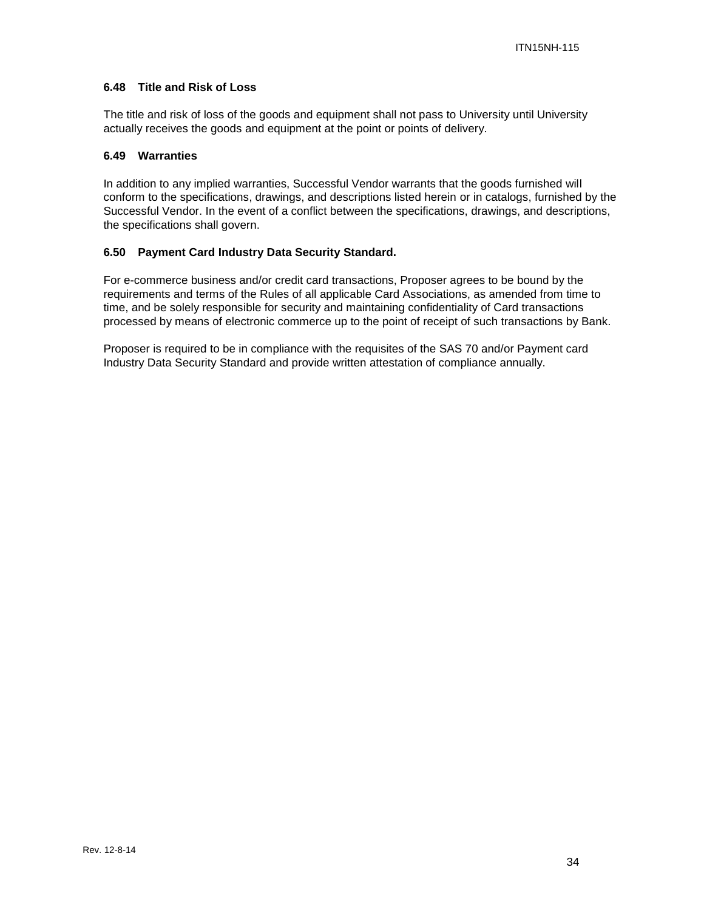### 6.48 Title and Risk of Loss

The title and risk of loss of the goods and equipment shall not pass to University until University actually receives the goods and equipment at the point or points of delivery.

### 6.49 Warranties

In addition to any implied warranties, Successful Vendor warrants that the goods furnished will conform to the specifications, drawings, and descriptions listed herein or in catalogs, furnished by the Successful Vendor. In the event of a conflict between the specifications, drawings, and descriptions, the specifications shall govern.

### 6.50 Payment Card Industry Data Security Standard.

For e-commerce business and/or credit card transactions, Proposer agrees to be bound by the requirements and terms of the Rules of all applicable Card Associations, as amended from time to time, and be solely responsible for security and maintaining confidentiality of Card transactions processed by means of electronic commerce up to the point of receipt of such transactions by Bank.

Proposer is required to be in compliance with the requisites of the SAS 70 and/or Payment card Industry Data Security Standard and provide written attestation of compliance annually.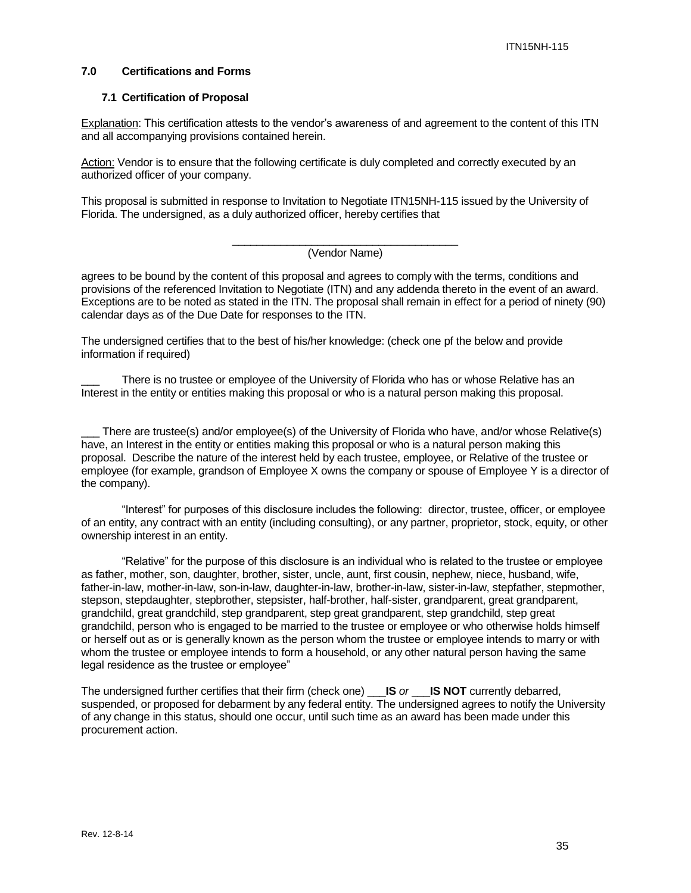## 7.0 Certifications and Forms

### 7.1 Certification of Proposal

Explanation: This certification attests to the vendor's awareness of and agreement to the content of this ITN and all accompanying provisions contained herein.

Action: Vendor is to ensure that the following certificate is duly completed and correctly executed by an authorized officer of your company.

This proposal is submitted in response to Invitation to Negotiate ITN15NH-115 issued by the University of Florida. The undersigned, as a duly authorized officer, hereby certifies that

_______________________________________
(Vendor Name)

agrees to be bound by the content of this proposal and agrees to comply with the terms, conditions and provisions of the referenced Invitation to Negotiate (ITN) and any addenda thereto in the event of an award. Exceptions are to be noted as stated in the ITN. The proposal shall remain in effect for a period of ninety (90) calendar days as of the Due Date for responses to the ITN.

The undersigned certifies that to the best of his/her knowledge: (check one pf the below and provide information if required)

___ There is no trustee or employee of the University of Florida who has or whose Relative has an Interest in the entity or entities making this proposal or who is a natural person making this proposal.

___ There are trustee(s) and/or employee(s) of the University of Florida who have, and/or whose Relative(s) have, an Interest in the entity or entities making this proposal or who is a natural person making this proposal. Describe the nature of the interest held by each trustee, employee, or Relative of the trustee or employee (for example, grandson of Employee X owns the company or spouse of Employee Y is a director of the company).

"Interest" for purposes of this disclosure includes the following: director, trustee, officer, or employee of an entity, any contract with an entity (including consulting), or any partner, proprietor, stock, equity, or other ownership interest in an entity.

"Relative" for the purpose of this disclosure is an individual who is related to the trustee or employee as father, mother, son, daughter, brother, sister, uncle, aunt, first cousin, nephew, niece, husband, wife, father-in-law, mother-in-law, son-in-law, daughter-in-law, brother-in-law, sister-in-law, stepfather, stepmother, stepson, stepdaughter, stepbrother, stepsister, half-brother, half-sister, grandparent, great grandparent, grandchild, great grandchild, step grandparent, step great grandparent, step grandchild, step great grandchild, person who is engaged to be married to the trustee or employee or who otherwise holds himself or herself out as or is generally known as the person whom the trustee or employee intends to marry or with whom the trustee or employee intends to form a household, or any other natural person having the same legal residence as the trustee or employee"

The undersigned further certifies that their firm (check one) ___**IS** *or* ___**IS NOT** currently debarred, suspended, or proposed for debarment by any federal entity. The undersigned agrees to notify the University of any change in this status, should one occur, until such time as an award has been made under this procurement action.

Rev. 12-8-14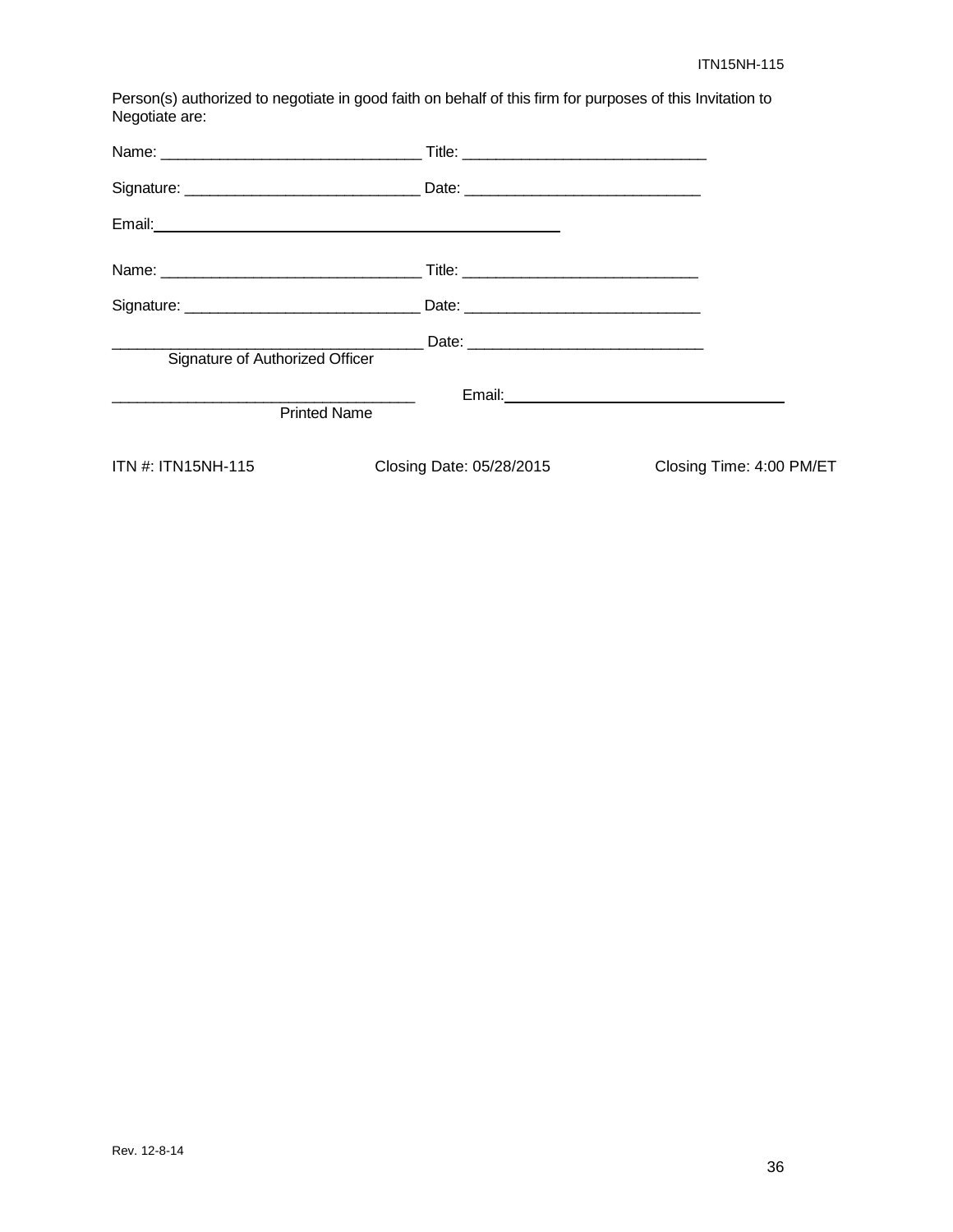Person(s) authorized to negotiate in good faith on behalf of this firm for purposes of this Invitation to Negotiate are:

Name: _______________________________ Title: _____________________________

Signature: ____________________________ Date: ____________________________

Email: ______________________________________________________

Name: _______________________________ Title: ____________________________

Signature: ____________________________ Date: ____________________________

_____________________________________ Date: ____________________________
Signature of Authorized Officer

_____________________________________ Email: ____________________________________
Printed Name

ITN #: ITN15NH-115 Closing Date: 05/28/2015 Closing Time: 4:00 PM/ET

Rev. 12-8-14